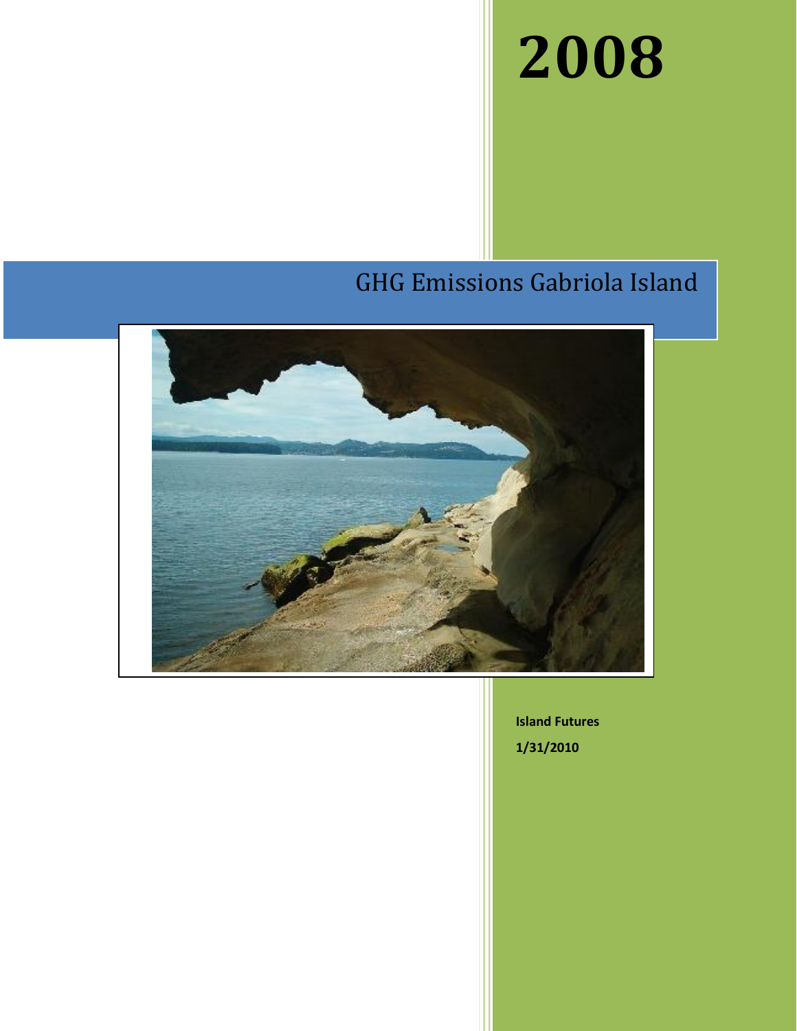# 2008

## GHG Emissions Gabriola Island

**Island Futures**

**1/31/2010**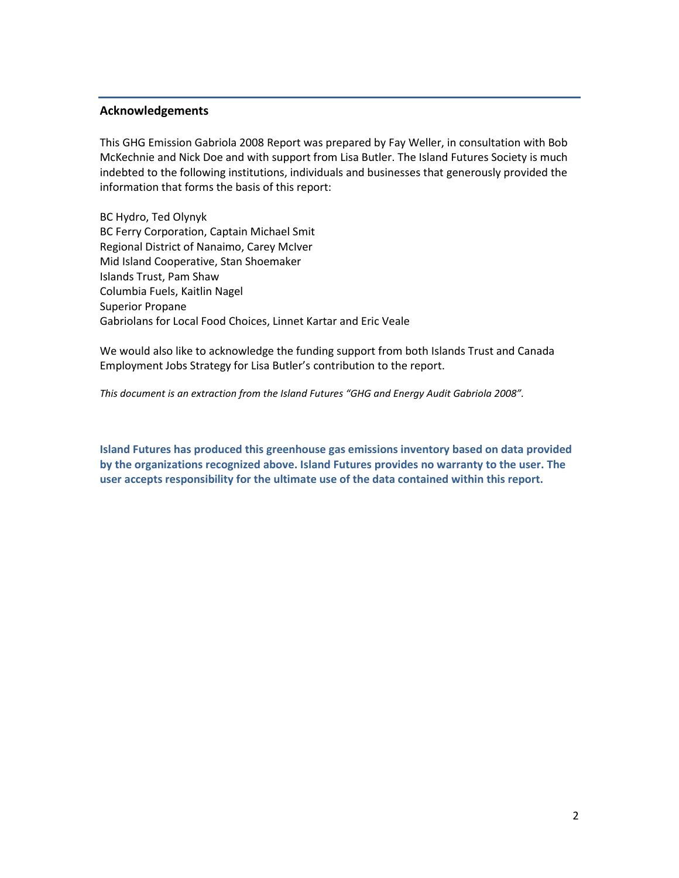## Acknowledgements

This GHG Emission Gabriola 2008 Report was prepared by Fay Weller, in consultation with Bob McKechnie and Nick Doe and with support from Lisa Butler. The Island Futures Society is much indebted to the following institutions, individuals and businesses that generously provided the information that forms the basis of this report:

BC Hydro, Ted Olynyk
BC Ferry Corporation, Captain Michael Smit
Regional District of Nanaimo, Carey McIver
Mid Island Cooperative, Stan Shoemaker
Islands Trust, Pam Shaw
Columbia Fuels, Kaitlin Nagel
Superior Propane
Gabriolans for Local Food Choices, Linnet Kartar and Eric Veale

We would also like to acknowledge the funding support from both Islands Trust and Canada Employment Jobs Strategy for Lisa Butler's contribution to the report.

*This document is an extraction from the Island Futures "GHG and Energy Audit Gabriola 2008".*

**Island Futures has produced this greenhouse gas emissions inventory based on data provided by the organizations recognized above. Island Futures provides no warranty to the user. The user accepts responsibility for the ultimate use of the data contained within this report.**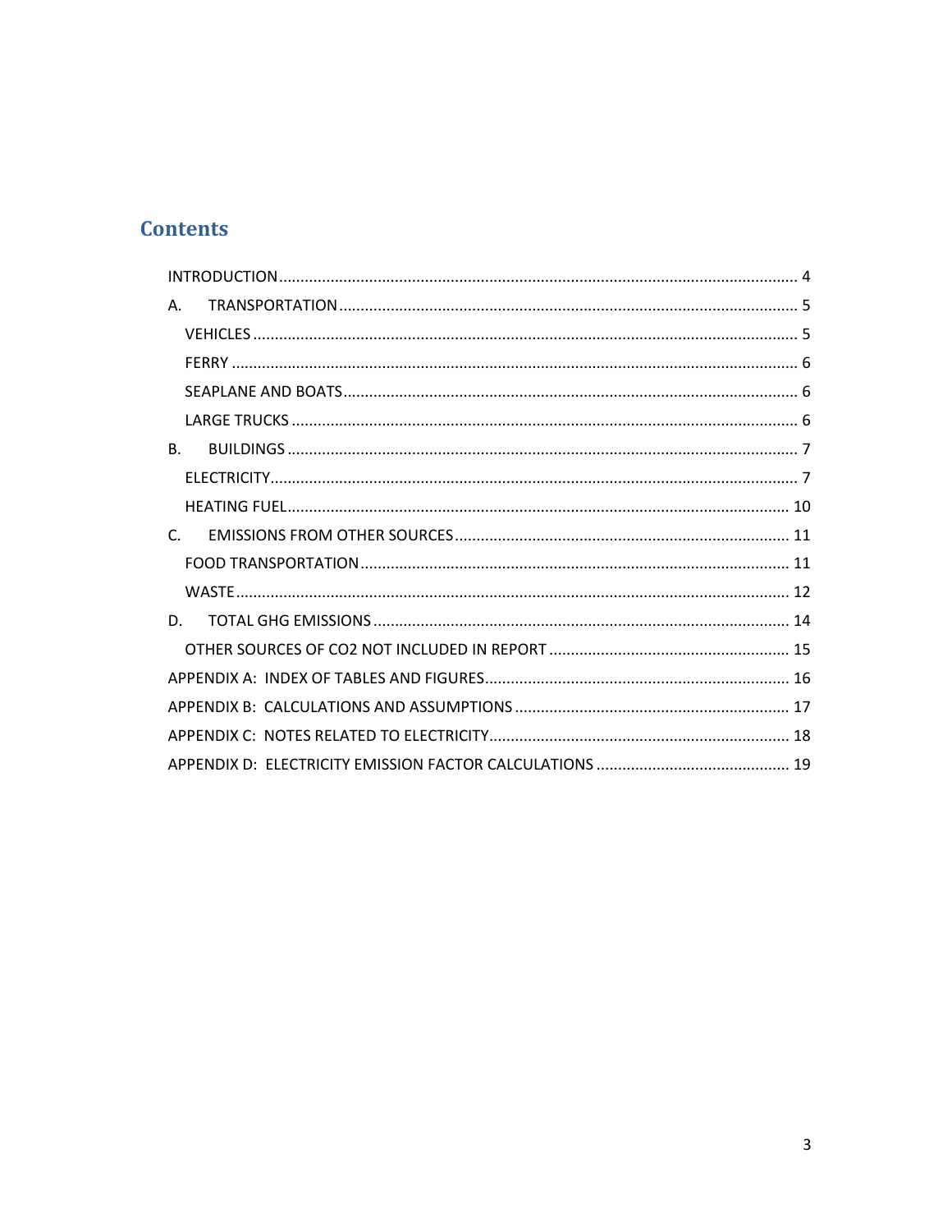## Contents

- INTRODUCTION ........................................................ 4
- A. TRANSPORTATION ........................................................ 5
  - VEHICLES ........................................................ 5
  - FERRY ........................................................ 6
  - SEAPLANE AND BOATS ........................................................ 6
  - LARGE TRUCKS ........................................................ 6
- B. BUILDINGS ........................................................ 7
  - ELECTRICITY ........................................................ 7
  - HEATING FUEL ........................................................ 10
- C. EMISSIONS FROM OTHER SOURCES ........................................................ 11
  - FOOD TRANSPORTATION ........................................................ 11
  - WASTE ........................................................ 12
- D. TOTAL GHG EMISSIONS ........................................................ 14
  - OTHER SOURCES OF CO2 NOT INCLUDED IN REPORT ........................................................ 15
- APPENDIX A: INDEX OF TABLES AND FIGURES ........................................................ 16
- APPENDIX B: CALCULATIONS AND ASSUMPTIONS ........................................................ 17
- APPENDIX C: NOTES RELATED TO ELECTRICITY ........................................................ 18
- APPENDIX D: ELECTRICITY EMISSION FACTOR CALCULATIONS ........................................................ 19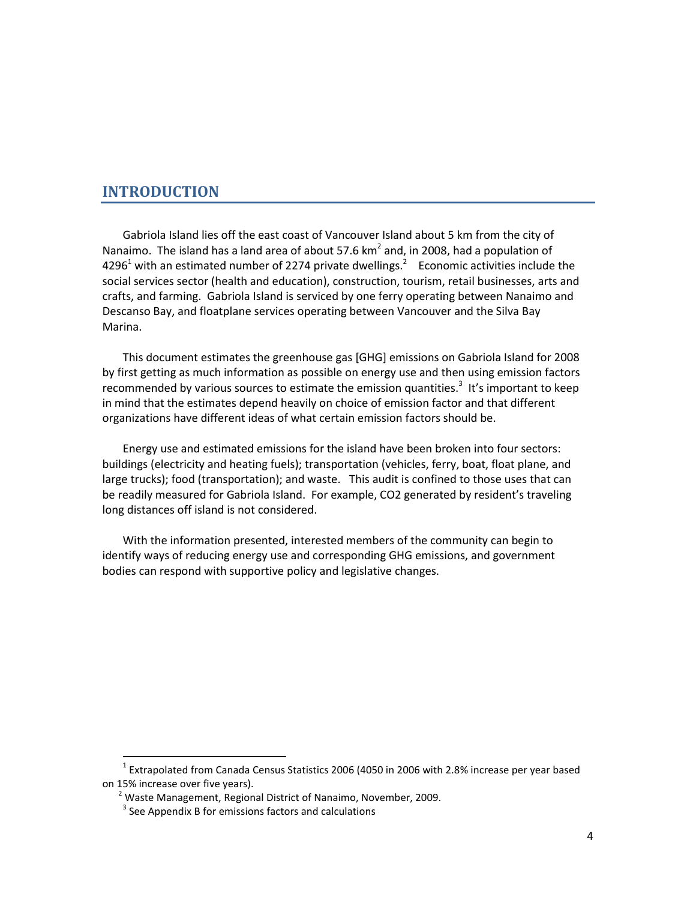# INTRODUCTION

Gabriola Island lies off the east coast of Vancouver Island about 5 km from the city of Nanaimo. The island has a land area of about 57.6 km$^2$ and, in 2008, had a population of 4296[1] with an estimated number of 2274 private dwellings.[2] Economic activities include the social services sector (health and education), construction, tourism, retail businesses, arts and crafts, and farming. Gabriola Island is serviced by one ferry operating between Nanaimo and Descanso Bay, and floatplane services operating between Vancouver and the Silva Bay Marina.

This document estimates the greenhouse gas [GHG] emissions on Gabriola Island for 2008 by first getting as much information as possible on energy use and then using emission factors recommended by various sources to estimate the emission quantities.[3] It's important to keep in mind that the estimates depend heavily on choice of emission factor and that different organizations have different ideas of what certain emission factors should be.

Energy use and estimated emissions for the island have been broken into four sectors: buildings (electricity and heating fuels); transportation (vehicles, ferry, boat, float plane, and large trucks); food (transportation); and waste. This audit is confined to those uses that can be readily measured for Gabriola Island. For example, CO2 generated by resident's traveling long distances off island is not considered.

With the information presented, interested members of the community can begin to identify ways of reducing energy use and corresponding GHG emissions, and government bodies can respond with supportive policy and legislative changes.

[1] Extrapolated from Canada Census Statistics 2006 (4050 in 2006 with 2.8% increase per year based on 15% increase over five years).

[2] Waste Management, Regional District of Nanaimo, November, 2009.

[3] See Appendix B for emissions factors and calculations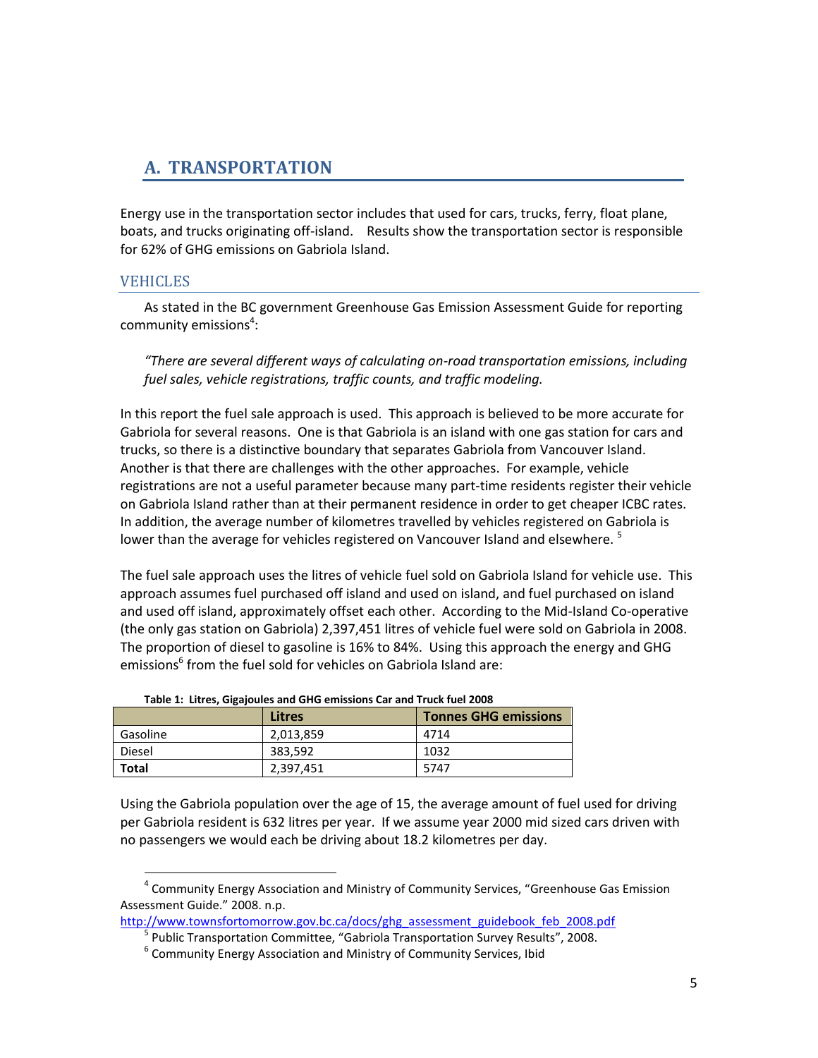## A. TRANSPORTATION

Energy use in the transportation sector includes that used for cars, trucks, ferry, float plane, boats, and trucks originating off-island. Results show the transportation sector is responsible for 62% of GHG emissions on Gabriola Island.

### VEHICLES

As stated in the BC government Greenhouse Gas Emission Assessment Guide for reporting community emissions[4]:

> *"There are several different ways of calculating on-road transportation emissions, including fuel sales, vehicle registrations, traffic counts, and traffic modeling.*

In this report the fuel sale approach is used. This approach is believed to be more accurate for Gabriola for several reasons. One is that Gabriola is an island with one gas station for cars and trucks, so there is a distinctive boundary that separates Gabriola from Vancouver Island. Another is that there are challenges with the other approaches. For example, vehicle registrations are not a useful parameter because many part-time residents register their vehicle on Gabriola Island rather than at their permanent residence in order to get cheaper ICBC rates. In addition, the average number of kilometres travelled by vehicles registered on Gabriola is lower than the average for vehicles registered on Vancouver Island and elsewhere. [5]

The fuel sale approach uses the litres of vehicle fuel sold on Gabriola Island for vehicle use. This approach assumes fuel purchased off island and used on island, and fuel purchased on island and used off island, approximately offset each other. According to the Mid-Island Co-operative (the only gas station on Gabriola) 2,397,451 litres of vehicle fuel were sold on Gabriola in 2008. The proportion of diesel to gasoline is 16% to 84%. Using this approach the energy and GHG emissions[6] from the fuel sold for vehicles on Gabriola Island are:

**Table 1: Litres, Gigajoules and GHG emissions Car and Truck fuel 2008**

| | Litres | Tonnes GHG emissions |
|---|---|---|
| Gasoline | 2,013,859 | 4714 |
| Diesel | 383,592 | 1032 |
| **Total** | 2,397,451 | 5747 |

Using the Gabriola population over the age of 15, the average amount of fuel used for driving per Gabriola resident is 632 litres per year. If we assume year 2000 mid sized cars driven with no passengers we would each be driving about 18.2 kilometres per day.

---

[4] Community Energy Association and Ministry of Community Services, "Greenhouse Gas Emission Assessment Guide." 2008. n.p. http://www.townsfortomorrow.gov.bc.ca/docs/ghg_assessment_guidebook_feb_2008.pdf

[5] Public Transportation Committee, "Gabriola Transportation Survey Results", 2008.

[6] Community Energy Association and Ministry of Community Services, Ibid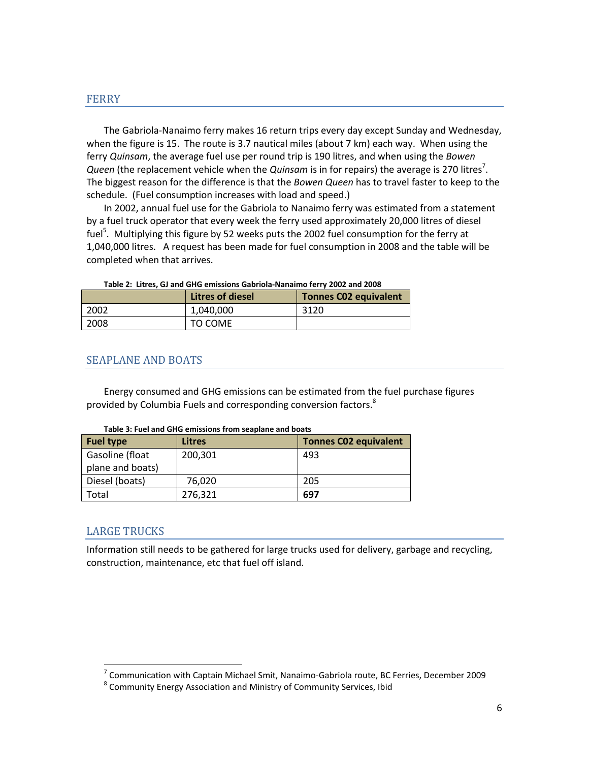## FERRY

The Gabriola-Nanaimo ferry makes 16 return trips every day except Sunday and Wednesday, when the figure is 15. The route is 3.7 nautical miles (about 7 km) each way. When using the ferry *Quinsam*, the average fuel use per round trip is 190 litres, and when using the *Bowen Queen* (the replacement vehicle when the *Quinsam* is in for repairs) the average is 270 litres[7]. The biggest reason for the difference is that the *Bowen Queen* has to travel faster to keep to the schedule. (Fuel consumption increases with load and speed.)

In 2002, annual fuel use for the Gabriola to Nanaimo ferry was estimated from a statement by a fuel truck operator that every week the ferry used approximately 20,000 litres of diesel fuel[5]. Multiplying this figure by 52 weeks puts the 2002 fuel consumption for the ferry at 1,040,000 litres. A request has been made for fuel consumption in 2008 and the table will be completed when that arrives.

**Table 2: Litres, GJ and GHG emissions Gabriola-Nanaimo ferry 2002 and 2008**

| | Litres of diesel | Tonnes C02 equivalent |
|---|---|---|
| 2002 | 1,040,000 | 3120 |
| 2008 | TO COME | |

## SEAPLANE AND BOATS

Energy consumed and GHG emissions can be estimated from the fuel purchase figures provided by Columbia Fuels and corresponding conversion factors.[8]

**Table 3: Fuel and GHG emissions from seaplane and boats**

| Fuel type | Litres | Tonnes C02 equivalent |
|---|---|---|
| Gasoline (float plane and boats) | 200,301 | 493 |
| Diesel (boats) | 76,020 | 205 |
| Total | 276,321 | **697** |

## LARGE TRUCKS

Information still needs to be gathered for large trucks used for delivery, garbage and recycling, construction, maintenance, etc that fuel off island.

---

[7] Communication with Captain Michael Smit, Nanaimo-Gabriola route, BC Ferries, December 2009

[8] Community Energy Association and Ministry of Community Services, Ibid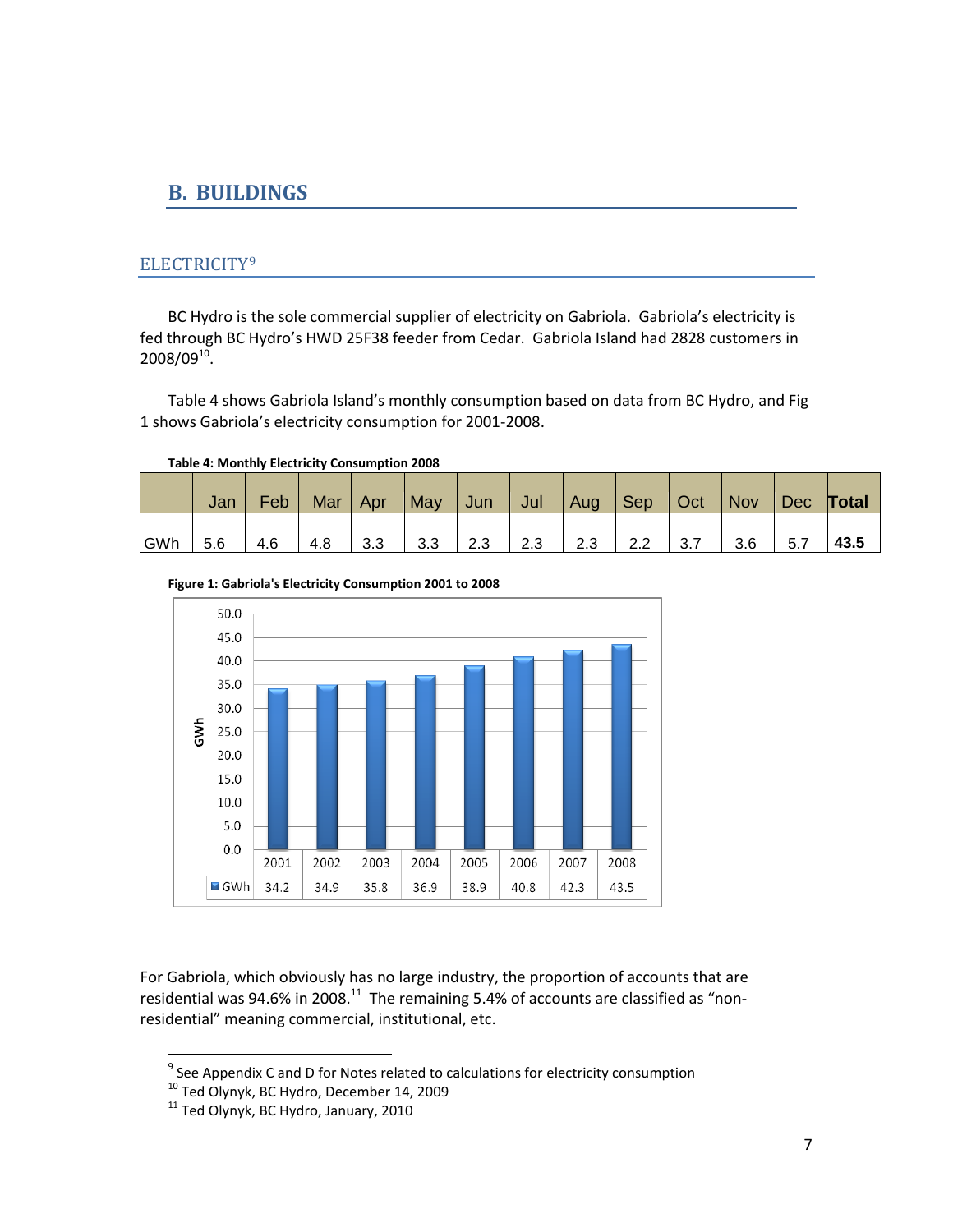# B. BUILDINGS

## ELECTRICITY[9]

BC Hydro is the sole commercial supplier of electricity on Gabriola. Gabriola's electricity is fed through BC Hydro's HWD 25F38 feeder from Cedar. Gabriola Island had 2828 customers in 2008/09[10].

Table 4 shows Gabriola Island's monthly consumption based on data from BC Hydro, and Fig 1 shows Gabriola's electricity consumption for 2001-2008.

**Table 4: Monthly Electricity Consumption 2008**

| | Jan | Feb | Mar | Apr | May | Jun | Jul | Aug | Sep | Oct | Nov | Dec | **Total** |
|---|---|---|---|---|---|---|---|---|---|---|---|---|---|
| GWh | 5.6 | 4.6 | 4.8 | 3.3 | 3.3 | 2.3 | 2.3 | 2.3 | 2.2 | 3.7 | 3.6 | 5.7 | **43.5** |

**Figure 1: Gabriola's Electricity Consumption 2001 to 2008**

| | 2001 | 2002 | 2003 | 2004 | 2005 | 2006 | 2007 | 2008 |
|---|---|---|---|---|---|---|---|---|
| GWh | 34.2 | 34.9 | 35.8 | 36.9 | 38.9 | 40.8 | 42.3 | 43.5 |

For Gabriola, which obviously has no large industry, the proportion of accounts that are residential was 94.6% in 2008.[11] The remaining 5.4% of accounts are classified as "non-residential" meaning commercial, institutional, etc.

---

[9] See Appendix C and D for Notes related to calculations for electricity consumption

[10] Ted Olynyk, BC Hydro, December 14, 2009

[11] Ted Olynyk, BC Hydro, January, 2010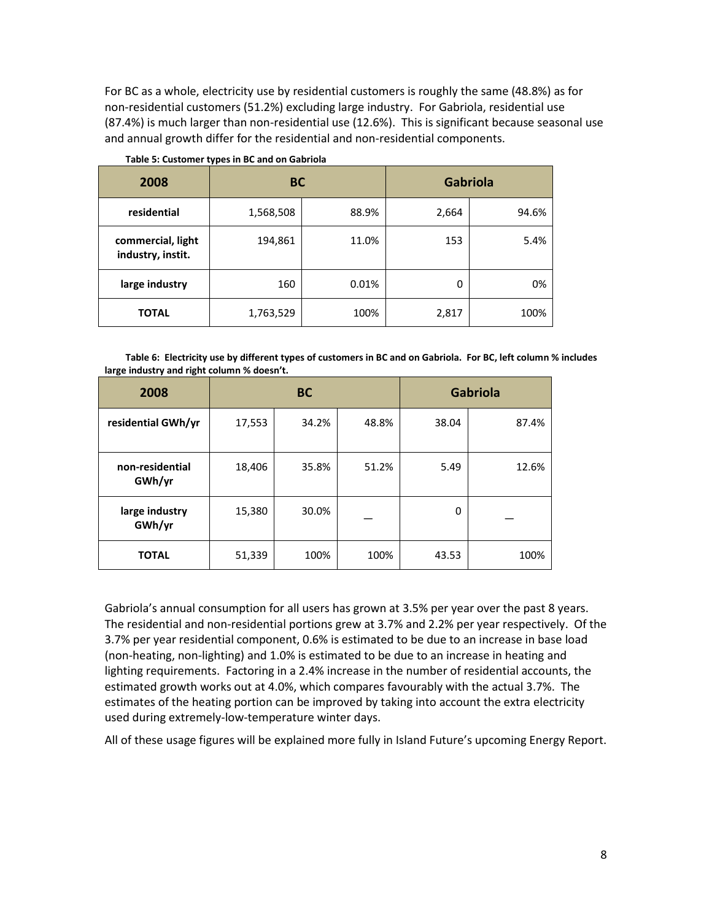For BC as a whole, electricity use by residential customers is roughly the same (48.8%) as for non-residential customers (51.2%) excluding large industry. For Gabriola, residential use (87.4%) is much larger than non-residential use (12.6%). This is significant because seasonal use and annual growth differ for the residential and non-residential components.

**Table 5: Customer types in BC and on Gabriola**

| 2008 | BC | | Gabriola | |
|---|---|---|---|---|
| **residential** | 1,568,508 | 88.9% | 2,664 | 94.6% |
| **commercial, light industry, instit.** | 194,861 | 11.0% | 153 | 5.4% |
| **large industry** | 160 | 0.01% | 0 | 0% |
| **TOTAL** | 1,763,529 | 100% | 2,817 | 100% |

**Table 6: Electricity use by different types of customers in BC and on Gabriola. For BC, left column % includes large industry and right column % doesn't.**

| 2008 | BC | | | Gabriola | |
|---|---|---|---|---|---|
| **residential GWh/yr** | 17,553 | 34.2% | 48.8% | 38.04 | 87.4% |
| **non-residential GWh/yr** | 18,406 | 35.8% | 51.2% | 5.49 | 12.6% |
| **large industry GWh/yr** | 15,380 | 30.0% | — | 0 | — |
| **TOTAL** | 51,339 | 100% | 100% | 43.53 | 100% |

Gabriola's annual consumption for all users has grown at 3.5% per year over the past 8 years. The residential and non-residential portions grew at 3.7% and 2.2% per year respectively. Of the 3.7% per year residential component, 0.6% is estimated to be due to an increase in base load (non-heating, non-lighting) and 1.0% is estimated to be due to an increase in heating and lighting requirements. Factoring in a 2.4% increase in the number of residential accounts, the estimated growth works out at 4.0%, which compares favourably with the actual 3.7%. The estimates of the heating portion can be improved by taking into account the extra electricity used during extremely-low-temperature winter days.

All of these usage figures will be explained more fully in Island Future's upcoming Energy Report.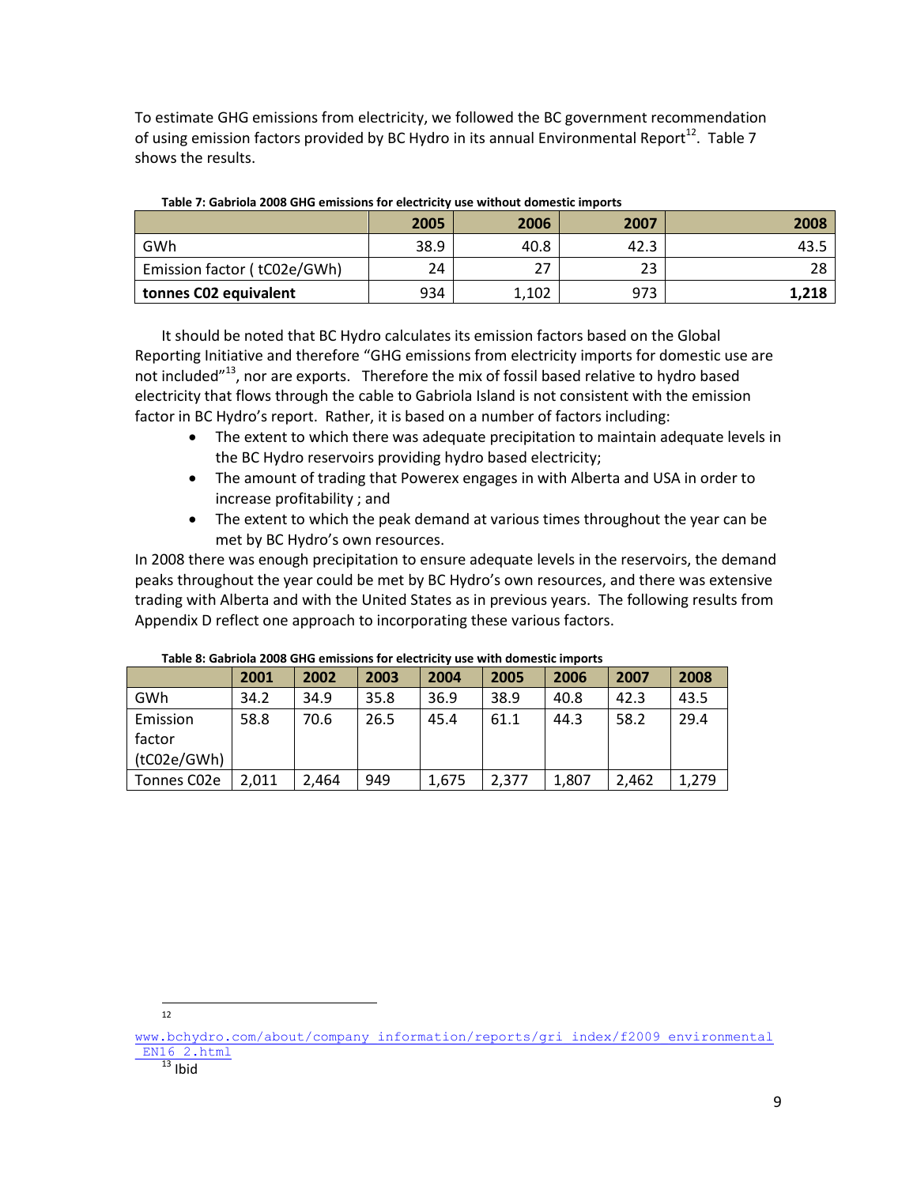To estimate GHG emissions from electricity, we followed the BC government recommendation of using emission factors provided by BC Hydro in its annual Environmental Report[12]. Table 7 shows the results.

**Table 7: Gabriola 2008 GHG emissions for electricity use without domestic imports**

| | 2005 | 2006 | 2007 | 2008 |
|---|---|---|---|---|
| GWh | 38.9 | 40.8 | 42.3 | 43.5 |
| Emission factor ( tC02e/GWh) | 24 | 27 | 23 | 28 |
| **tonnes C02 equivalent** | 934 | 1,102 | 973 | **1,218** |

It should be noted that BC Hydro calculates its emission factors based on the Global Reporting Initiative and therefore "GHG emissions from electricity imports for domestic use are not included"[13], nor are exports. Therefore the mix of fossil based relative to hydro based electricity that flows through the cable to Gabriola Island is not consistent with the emission factor in BC Hydro's report. Rather, it is based on a number of factors including:

- The extent to which there was adequate precipitation to maintain adequate levels in the BC Hydro reservoirs providing hydro based electricity;
- The amount of trading that Powerex engages in with Alberta and USA in order to increase profitability ; and
- The extent to which the peak demand at various times throughout the year can be met by BC Hydro's own resources.

In 2008 there was enough precipitation to ensure adequate levels in the reservoirs, the demand peaks throughout the year could be met by BC Hydro's own resources, and there was extensive trading with Alberta and with the United States as in previous years. The following results from Appendix D reflect one approach to incorporating these various factors.

**Table 8: Gabriola 2008 GHG emissions for electricity use with domestic imports**

| | 2001 | 2002 | 2003 | 2004 | 2005 | 2006 | 2007 | 2008 |
|---|---|---|---|---|---|---|---|---|
| GWh | 34.2 | 34.9 | 35.8 | 36.9 | 38.9 | 40.8 | 42.3 | 43.5 |
| Emission factor (tC02e/GWh) | 58.8 | 70.6 | 26.5 | 45.4 | 61.1 | 44.3 | 58.2 | 29.4 |
| Tonnes C02e | 2,011 | 2,464 | 949 | 1,675 | 2,377 | 1,807 | 2,462 | 1,279 |

---

[12] www.bchydro.com/about/company_information/reports/gri_index/f2009_environmental_EN16_2.html

[13] Ibid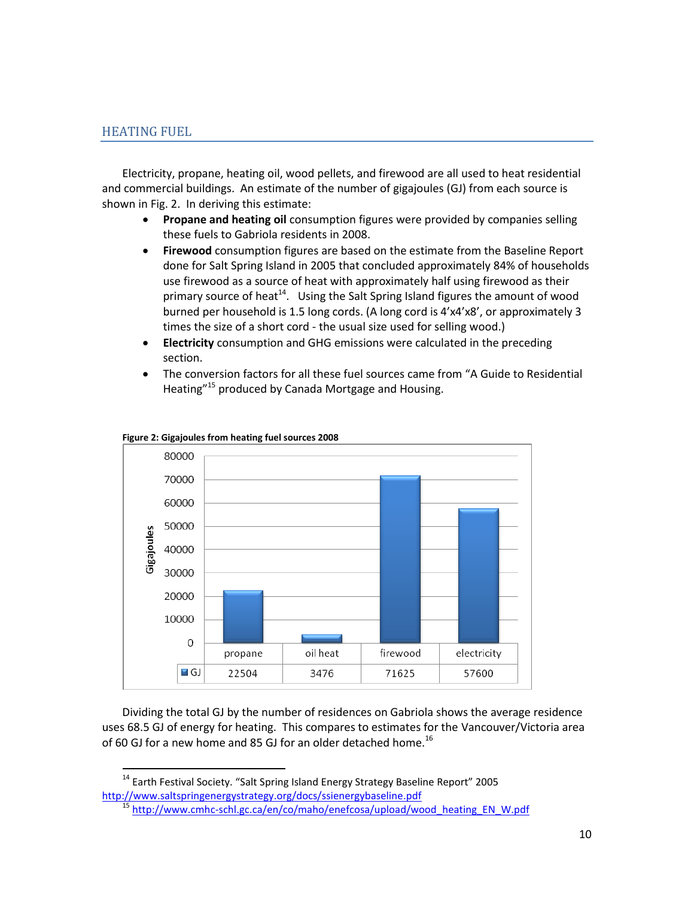## HEATING FUEL

Electricity, propane, heating oil, wood pellets, and firewood are all used to heat residential and commercial buildings. An estimate of the number of gigajoules (GJ) from each source is shown in Fig. 2. In deriving this estimate:

- **Propane and heating oil** consumption figures were provided by companies selling these fuels to Gabriola residents in 2008.
- **Firewood** consumption figures are based on the estimate from the Baseline Report done for Salt Spring Island in 2005 that concluded approximately 84% of households use firewood as a source of heat with approximately half using firewood as their primary source of heat[14]. Using the Salt Spring Island figures the amount of wood burned per household is 1.5 long cords. (A long cord is 4'x4'x8', or approximately 3 times the size of a short cord - the usual size used for selling wood.)
- **Electricity** consumption and GHG emissions were calculated in the preceding section.
- The conversion factors for all these fuel sources came from "A Guide to Residential Heating"[15] produced by Canada Mortgage and Housing.

**Figure 2: Gigajoules from heating fuel sources 2008**

| | propane | oil heat | firewood | electricity |
|---|---|---|---|---|
| GJ | 22504 | 3476 | 71625 | 57600 |

Dividing the total GJ by the number of residences on Gabriola shows the average residence uses 68.5 GJ of energy for heating. This compares to estimates for the Vancouver/Victoria area of 60 GJ for a new home and 85 GJ for an older detached home.[16]

---

[14] Earth Festival Society. "Salt Spring Island Energy Strategy Baseline Report" 2005 http://www.saltspringenergystrategy.org/docs/ssienergybaseline.pdf

[15] http://www.cmhc-schl.gc.ca/en/co/maho/enefcosa/upload/wood_heating_EN_W.pdf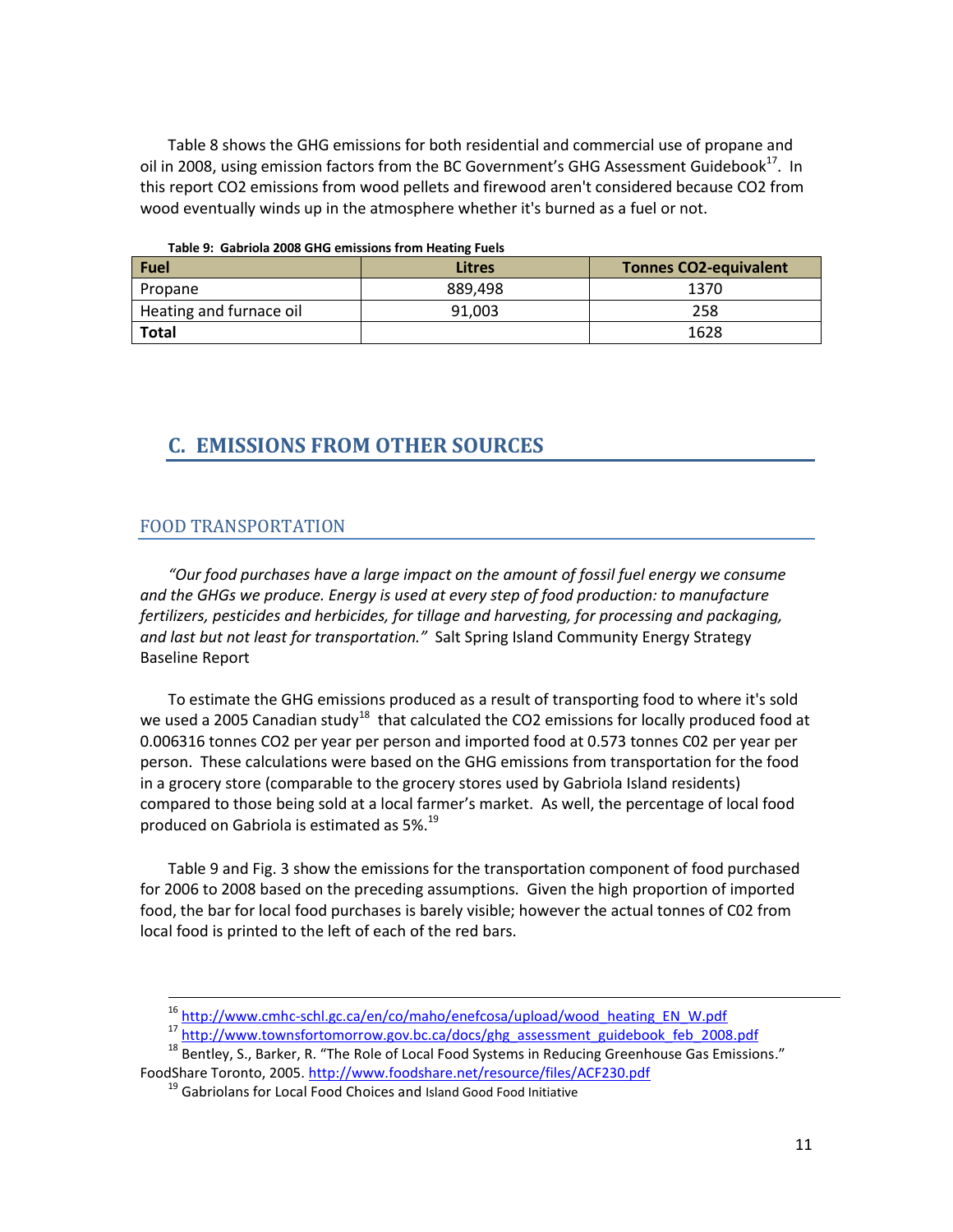Table 8 shows the GHG emissions for both residential and commercial use of propane and oil in 2008, using emission factors from the BC Government's GHG Assessment Guidebook[17]. In this report $CO_2$ emissions from wood pellets and firewood aren't considered because $CO_2$ from wood eventually winds up in the atmosphere whether it's burned as a fuel or not.

**Table 9: Gabriola 2008 GHG emissions from Heating Fuels**

| Fuel | Litres | Tonnes CO2-equivalent |
|---|---|---|
| Propane | 889,498 | 1370 |
| Heating and furnace oil | 91,003 | 258 |
| **Total** | | 1628 |

## C. EMISSIONS FROM OTHER SOURCES

### FOOD TRANSPORTATION

*"Our food purchases have a large impact on the amount of fossil fuel energy we consume and the GHGs we produce. Energy is used at every step of food production: to manufacture fertilizers, pesticides and herbicides, for tillage and harvesting, for processing and packaging, and last but not least for transportation."* Salt Spring Island Community Energy Strategy Baseline Report

To estimate the GHG emissions produced as a result of transporting food to where it's sold we used a 2005 Canadian study[18] that calculated the $CO_2$ emissions for locally produced food at 0.006316 tonnes $CO_2$ per year per person and imported food at 0.573 tonnes C02 per year per person. These calculations were based on the GHG emissions from transportation for the food in a grocery store (comparable to the grocery stores used by Gabriola Island residents) compared to those being sold at a local farmer's market. As well, the percentage of local food produced on Gabriola is estimated as 5%.[19]

Table 9 and Fig. 3 show the emissions for the transportation component of food purchased for 2006 to 2008 based on the preceding assumptions. Given the high proportion of imported food, the bar for local food purchases is barely visible; however the actual tonnes of C02 from local food is printed to the left of each of the red bars.

---

[16] http://www.cmhc-schl.gc.ca/en/co/maho/enefcosa/upload/wood_heating_EN_W.pdf

[17] http://www.townsfortomorrow.gov.bc.ca/docs/ghg_assessment_guidebook_feb_2008.pdf

[18] Bentley, S., Barker, R. "The Role of Local Food Systems in Reducing Greenhouse Gas Emissions." FoodShare Toronto, 2005. http://www.foodshare.net/resource/files/ACF230.pdf

[19] Gabriolans for Local Food Choices and Island Good Food Initiative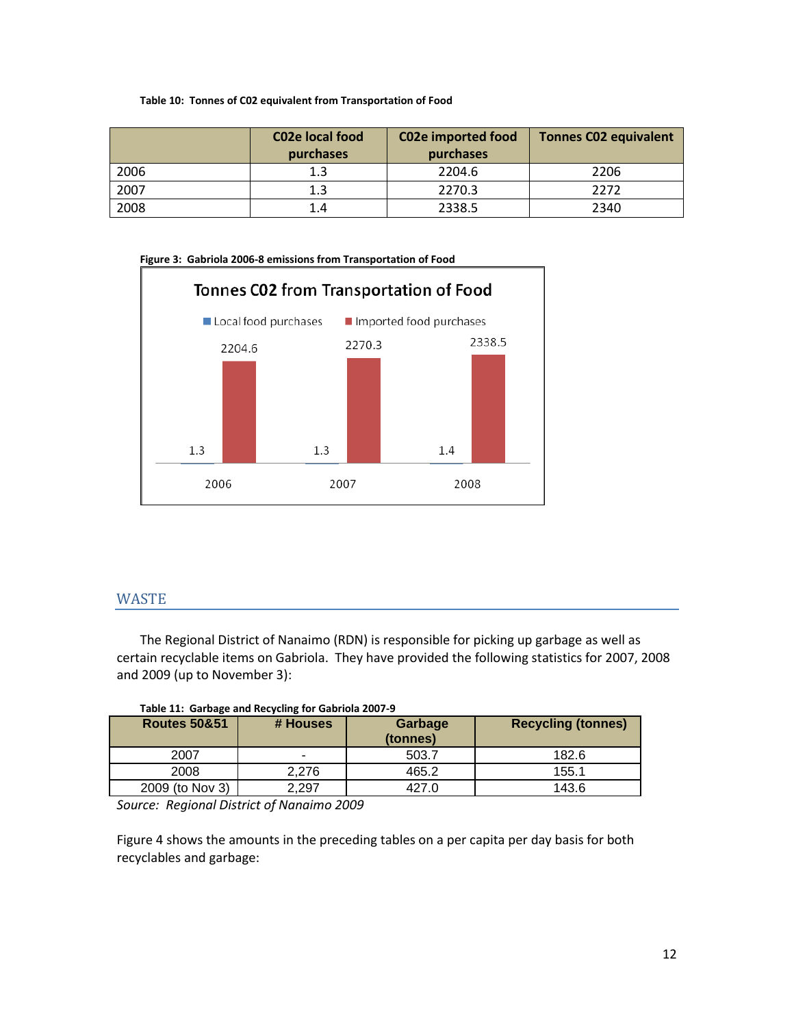**Table 10: Tonnes of C02 equivalent from Transportation of Food**

| | C02e local food purchases | C02e imported food purchases | Tonnes C02 equivalent |
|---|---|---|---|
| 2006 | 1.3 | 2204.6 | 2206 |
| 2007 | 1.3 | 2270.3 | 2272 |
| 2008 | 1.4 | 2338.5 | 2340 |

**Figure 3: Gabriola 2006-8 emissions from Transportation of Food**

## WASTE

The Regional District of Nanaimo (RDN) is responsible for picking up garbage as well as certain recyclable items on Gabriola. They have provided the following statistics for 2007, 2008 and 2009 (up to November 3):

**Table 11: Garbage and Recycling for Gabriola 2007-9**

| Routes 50&51 | # Houses | Garbage (tonnes) | Recycling (tonnes) |
|---|---|---|---|
| 2007 | - | 503.7 | 182.6 |
| 2008 | 2,276 | 465.2 | 155.1 |
| 2009 (to Nov 3) | 2,297 | 427.0 | 143.6 |

*Source: Regional District of Nanaimo 2009*

Figure 4 shows the amounts in the preceding tables on a per capita per day basis for both recyclables and garbage: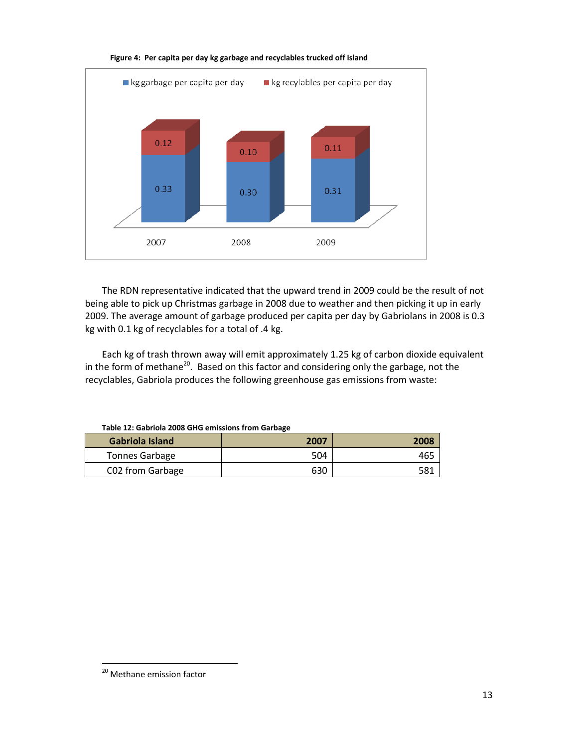**Figure 4: Per capita per day kg garbage and recyclables trucked off island**

The RDN representative indicated that the upward trend in 2009 could be the result of not being able to pick up Christmas garbage in 2008 due to weather and then picking it up in early 2009. The average amount of garbage produced per capita per day by Gabriolans in 2008 is 0.3 kg with 0.1 kg of recyclables for a total of .4 kg.

Each kg of trash thrown away will emit approximately 1.25 kg of carbon dioxide equivalent in the form of methane[20]. Based on this factor and considering only the garbage, not the recyclables, Gabriola produces the following greenhouse gas emissions from waste:

**Table 12: Gabriola 2008 GHG emissions from Garbage**

| Gabriola Island | 2007 | 2008 |
|---|---|---|
| Tonnes Garbage | 504 | 465 |
| C02 from Garbage | 630 | 581 |

[20] Methane emission factor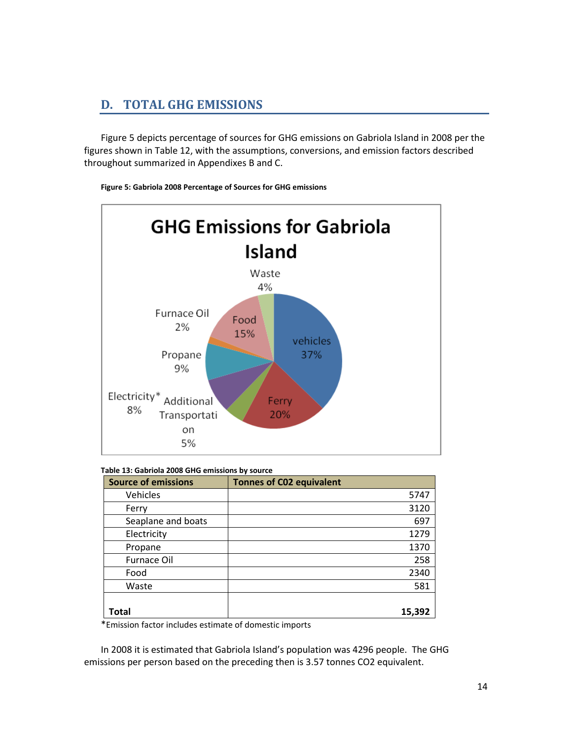## D. TOTAL GHG EMISSIONS

Figure 5 depicts percentage of sources for GHG emissions on Gabriola Island in 2008 per the figures shown in Table 12, with the assumptions, conversions, and emission factors described throughout summarized in Appendixes B and C.

**Figure 5: Gabriola 2008 Percentage of Sources for GHG emissions**

**Table 13: Gabriola 2008 GHG emissions by source**

| Source of emissions | Tonnes of C02 equivalent |
|---|---|
| Vehicles | 5747 |
| Ferry | 3120 |
| Seaplane and boats | 697 |
| Electricity | 1279 |
| Propane | 1370 |
| Furnace Oil | 258 |
| Food | 2340 |
| Waste | 581 |
| **Total** | **15,392** |

*Emission factor includes estimate of domestic imports

In 2008 it is estimated that Gabriola Island's population was 4296 people. The GHG emissions per person based on the preceding then is 3.57 tonnes CO2 equivalent.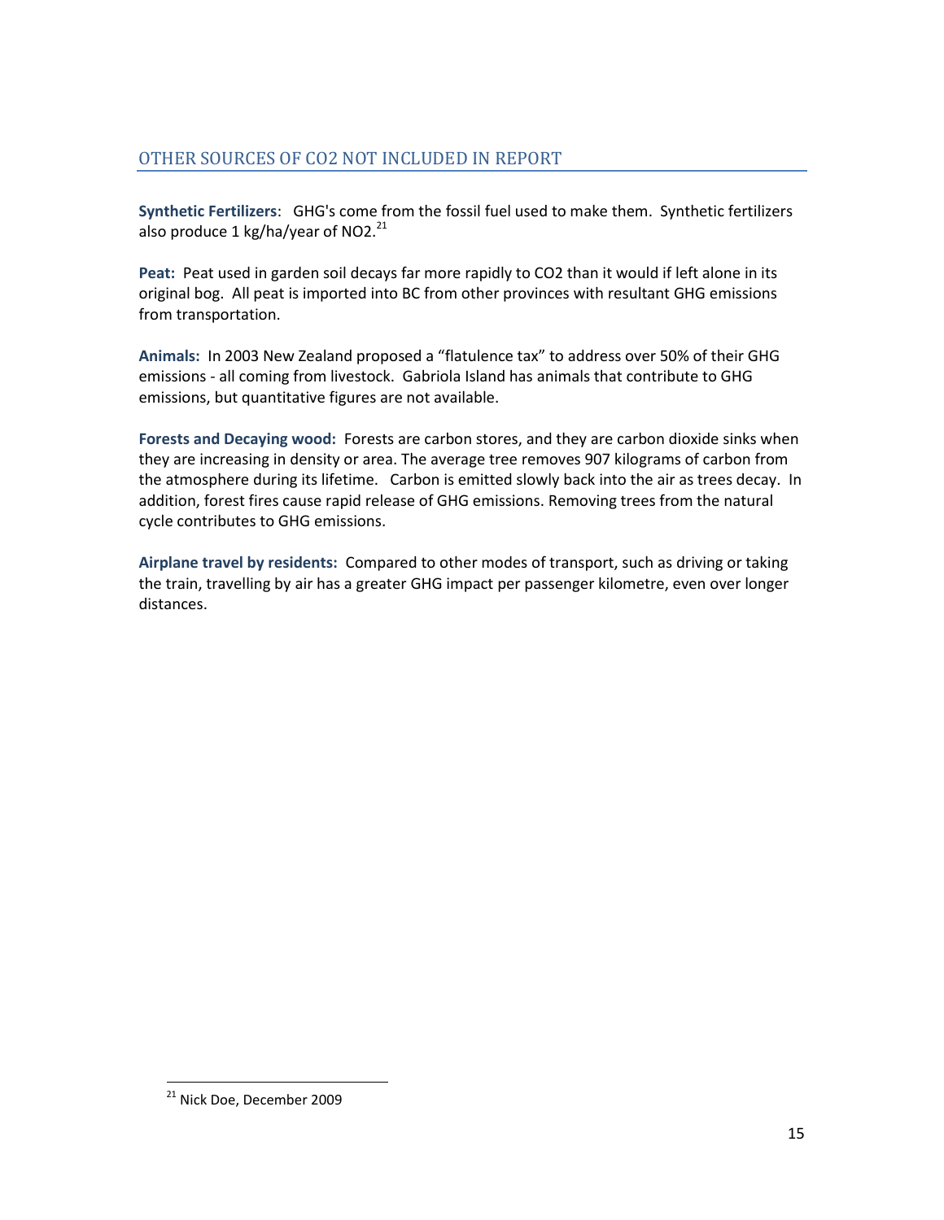## OTHER SOURCES OF $CO_2$ NOT INCLUDED IN REPORT

**Synthetic Fertilizers**: GHG's come from the fossil fuel used to make them. Synthetic fertilizers also produce 1 kg/ha/year of $NO_2$.[21]

**Peat:** Peat used in garden soil decays far more rapidly to $CO_2$ than it would if left alone in its original bog. All peat is imported into BC from other provinces with resultant GHG emissions from transportation.

**Animals:** In 2003 New Zealand proposed a "flatulence tax" to address over 50% of their GHG emissions - all coming from livestock. Gabriola Island has animals that contribute to GHG emissions, but quantitative figures are not available.

**Forests and Decaying wood:** Forests are carbon stores, and they are carbon dioxide sinks when they are increasing in density or area. The average tree removes 907 kilograms of carbon from the atmosphere during its lifetime. Carbon is emitted slowly back into the air as trees decay. In addition, forest fires cause rapid release of GHG emissions. Removing trees from the natural cycle contributes to GHG emissions.

**Airplane travel by residents:** Compared to other modes of transport, such as driving or taking the train, travelling by air has a greater GHG impact per passenger kilometre, even over longer distances.

---

[21] Nick Doe, December 2009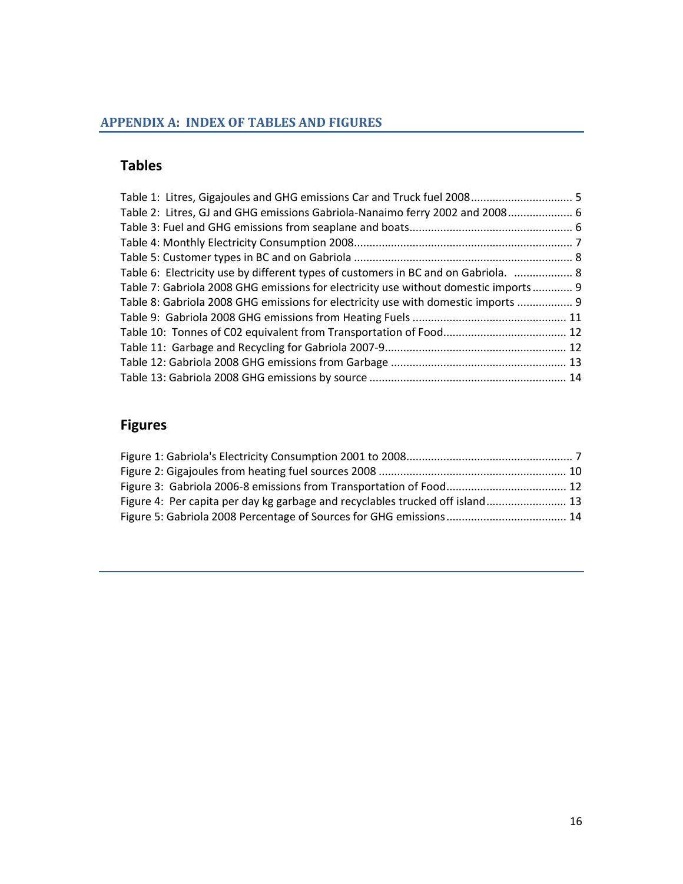## APPENDIX A: INDEX OF TABLES AND FIGURES

### Tables

Table 1: Litres, Gigajoules and GHG emissions Car and Truck fuel 2008 ................................ 5
Table 2: Litres, GJ and GHG emissions Gabriola-Nanaimo ferry 2002 and 2008 .................... 6
Table 3: Fuel and GHG emissions from seaplane and boats .................................................... 6
Table 4: Monthly Electricity Consumption 2008 ...................................................................... 7
Table 5: Customer types in BC and on Gabriola ...................................................................... 8
Table 6: Electricity use by different types of customers in BC and on Gabriola. .................. 8
Table 7: Gabriola 2008 GHG emissions for electricity use without domestic imports ............ 9
Table 8: Gabriola 2008 GHG emissions for electricity use with domestic imports ................. 9
Table 9: Gabriola 2008 GHG emissions from Heating Fuels ................................................. 11
Table 10: Tonnes of C02 equivalent from Transportation of Food ........................................ 12
Table 11: Garbage and Recycling for Gabriola 2007-9 .......................................................... 12
Table 12: Gabriola 2008 GHG emissions from Garbage ........................................................ 13
Table 13: Gabriola 2008 GHG emissions by source ............................................................... 14

### Figures

Figure 1: Gabriola's Electricity Consumption 2001 to 2008 ..................................................... 7
Figure 2: Gigajoules from heating fuel sources 2008 ............................................................ 10
Figure 3: Gabriola 2006-8 emissions from Transportation of Food ...................................... 12
Figure 4: Per capita per day kg garbage and recyclables trucked off island .......................... 13
Figure 5: Gabriola 2008 Percentage of Sources for GHG emissions ...................................... 14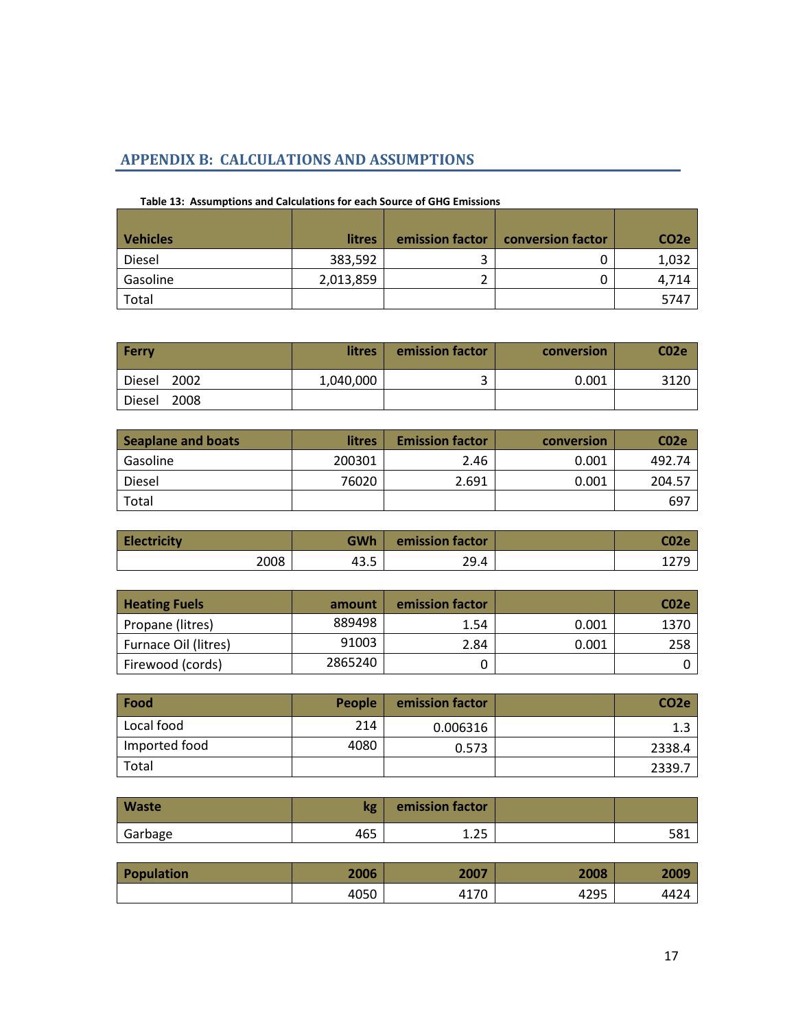## APPENDIX B: CALCULATIONS AND ASSUMPTIONS

**Table 13: Assumptions and Calculations for each Source of GHG Emissions**

| Vehicles | litres | emission factor | conversion factor | CO2e |
|---|---|---|---|---|
| Diesel | 383,592 | 3 | 0 | 1,032 |
| Gasoline | 2,013,859 | 2 | 0 | 4,714 |
| Total | | | | 5747 |

| Ferry | litres | emission factor | conversion | C02e |
|---|---|---|---|---|
| Diesel 2002 | 1,040,000 | 3 | 0.001 | 3120 |
| Diesel 2008 | | | | |

| Seaplane and boats | litres | Emission factor | conversion | C02e |
|---|---|---|---|---|
| Gasoline | 200301 | 2.46 | 0.001 | 492.74 |
| Diesel | 76020 | 2.691 | 0.001 | 204.57 |
| Total | | | | 697 |

| Electricity | GWh | emission factor | | C02e |
|---|---|---|---|---|
| 2008 | 43.5 | 29.4 | | 1279 |

| Heating Fuels | amount | emission factor | | C02e |
|---|---|---|---|---|
| Propane (litres) | 889498 | 1.54 | 0.001 | 1370 |
| Furnace Oil (litres) | 91003 | 2.84 | 0.001 | 258 |
| Firewood (cords) | 2865240 | 0 | | 0 |

| Food | People | emission factor | | CO2e |
|---|---|---|---|---|
| Local food | 214 | 0.006316 | | 1.3 |
| Imported food | 4080 | 0.573 | | 2338.4 |
| Total | | | | 2339.7 |

| Waste | kg | emission factor | | |
|---|---|---|---|---|
| Garbage | 465 | 1.25 | | 581 |

| Population | 2006 | 2007 | 2008 | 2009 |
|---|---|---|---|---|
| | 4050 | 4170 | 4295 | 4424 |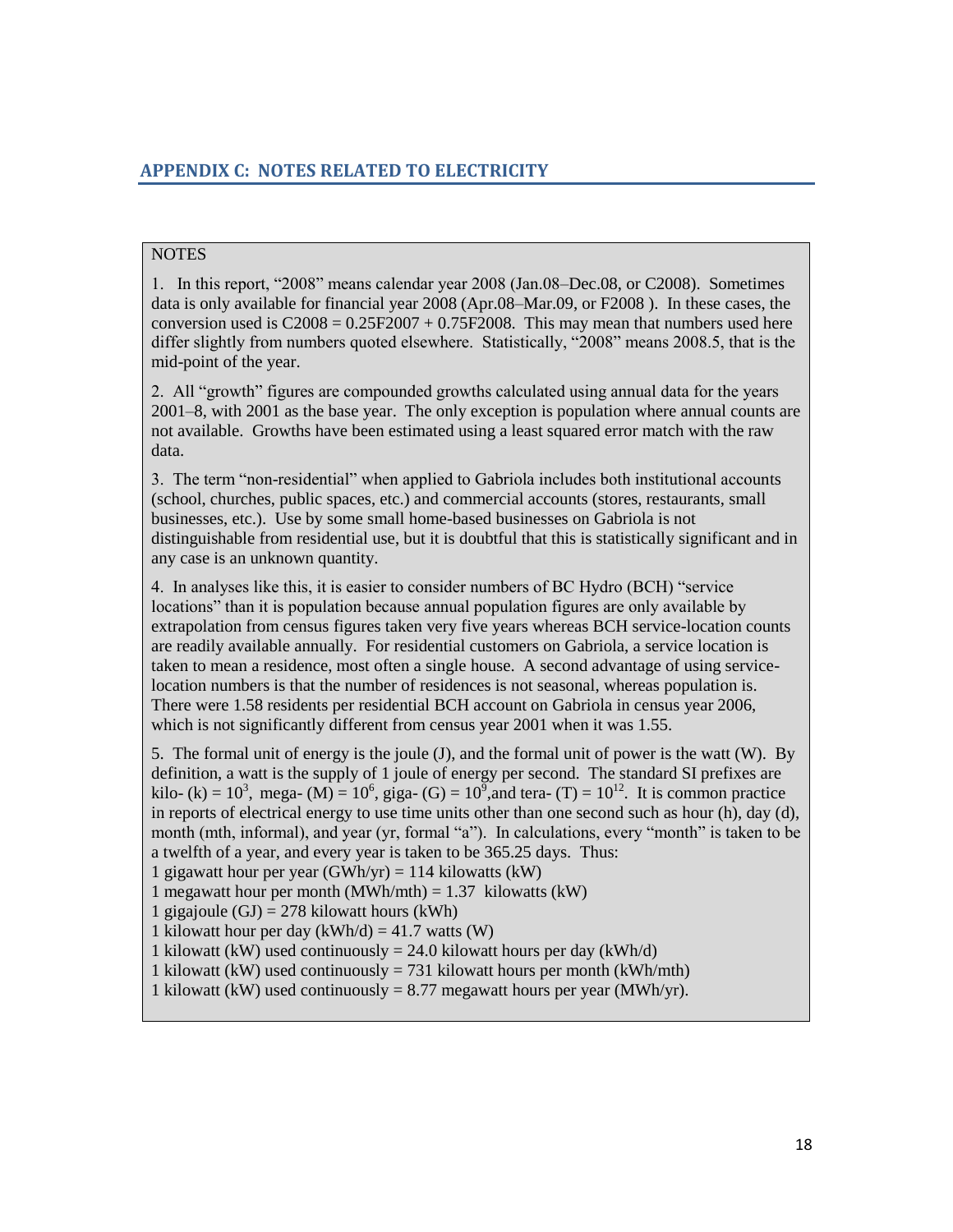## APPENDIX C: NOTES RELATED TO ELECTRICITY

NOTES

1. In this report, "2008" means calendar year 2008 (Jan.08–Dec.08, or C2008). Sometimes data is only available for financial year 2008 (Apr.08–Mar.09, or F2008 ). In these cases, the conversion used is C2008 = 0.25F2007 + 0.75F2008. This may mean that numbers used here differ slightly from numbers quoted elsewhere. Statistically, "2008" means 2008.5, that is the mid-point of the year.

2. All "growth" figures are compounded growths calculated using annual data for the years 2001–8, with 2001 as the base year. The only exception is population where annual counts are not available. Growths have been estimated using a least squared error match with the raw data.

3. The term "non-residential" when applied to Gabriola includes both institutional accounts (school, churches, public spaces, etc.) and commercial accounts (stores, restaurants, small businesses, etc.). Use by some small home-based businesses on Gabriola is not distinguishable from residential use, but it is doubtful that this is statistically significant and in any case is an unknown quantity.

4. In analyses like this, it is easier to consider numbers of BC Hydro (BCH) "service locations" than it is population because annual population figures are only available by extrapolation from census figures taken very five years whereas BCH service-location counts are readily available annually. For residential customers on Gabriola, a service location is taken to mean a residence, most often a single house. A second advantage of using service-location numbers is that the number of residences is not seasonal, whereas population is. There were 1.58 residents per residential BCH account on Gabriola in census year 2006, which is not significantly different from census year 2001 when it was 1.55.

5. The formal unit of energy is the joule (J), and the formal unit of power is the watt (W). By definition, a watt is the supply of 1 joule of energy per second. The standard SI prefixes are kilo- (k) = $10^3$, mega- (M) = $10^6$, giga- (G) = $10^9$,and tera- (T) = $10^{12}$. It is common practice in reports of electrical energy to use time units other than one second such as hour (h), day (d), month (mth, informal), and year (yr, formal "a"). In calculations, every "month" is taken to be a twelfth of a year, and every year is taken to be 365.25 days. Thus:
1 gigawatt hour per year (GWh/yr) = 114 kilowatts (kW)
1 megawatt hour per month (MWh/mth) = 1.37 kilowatts (kW)
1 gigajoule (GJ) = 278 kilowatt hours (kWh)
1 kilowatt hour per day (kWh/d) = 41.7 watts (W)
1 kilowatt (kW) used continuously = 24.0 kilowatt hours per day (kWh/d)
1 kilowatt (kW) used continuously = 731 kilowatt hours per month (kWh/mth)
1 kilowatt (kW) used continuously = 8.77 megawatt hours per year (MWh/yr).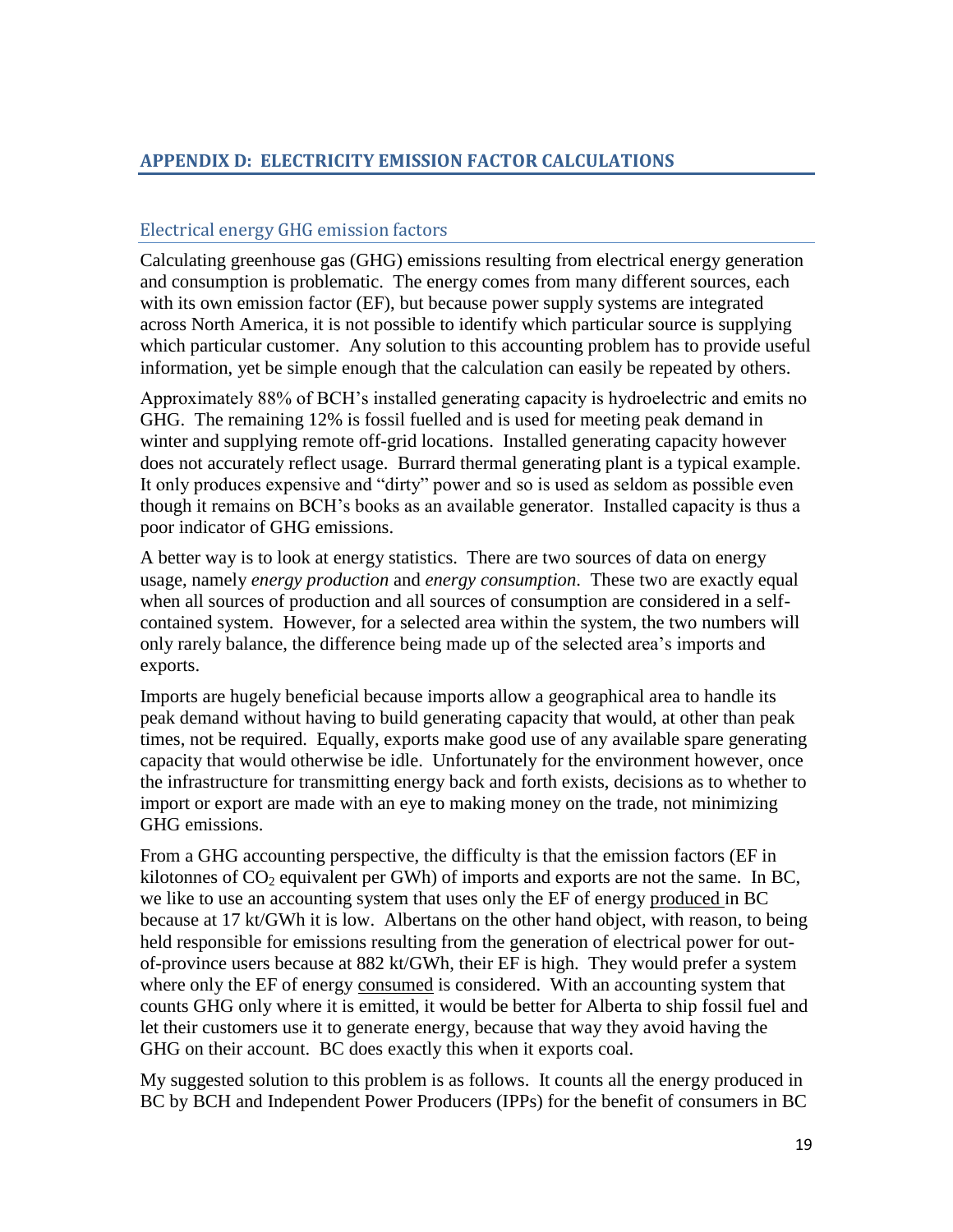## APPENDIX D: ELECTRICITY EMISSION FACTOR CALCULATIONS

### Electrical energy GHG emission factors

Calculating greenhouse gas (GHG) emissions resulting from electrical energy generation and consumption is problematic. The energy comes from many different sources, each with its own emission factor (EF), but because power supply systems are integrated across North America, it is not possible to identify which particular source is supplying which particular customer. Any solution to this accounting problem has to provide useful information, yet be simple enough that the calculation can easily be repeated by others.

Approximately 88% of BCH's installed generating capacity is hydroelectric and emits no GHG. The remaining 12% is fossil fuelled and is used for meeting peak demand in winter and supplying remote off-grid locations. Installed generating capacity however does not accurately reflect usage. Burrard thermal generating plant is a typical example. It only produces expensive and "dirty" power and so is used as seldom as possible even though it remains on BCH's books as an available generator. Installed capacity is thus a poor indicator of GHG emissions.

A better way is to look at energy statistics. There are two sources of data on energy usage, namely *energy production* and *energy consumption*. These two are exactly equal when all sources of production and all sources of consumption are considered in a self-contained system. However, for a selected area within the system, the two numbers will only rarely balance, the difference being made up of the selected area's imports and exports.

Imports are hugely beneficial because imports allow a geographical area to handle its peak demand without having to build generating capacity that would, at other than peak times, not be required. Equally, exports make good use of any available spare generating capacity that would otherwise be idle. Unfortunately for the environment however, once the infrastructure for transmitting energy back and forth exists, decisions as to whether to import or export are made with an eye to making money on the trade, not minimizing GHG emissions.

From a GHG accounting perspective, the difficulty is that the emission factors (EF in kilotonnes of $CO_2$ equivalent per GWh) of imports and exports are not the same. In BC, we like to use an accounting system that uses only the EF of energy <u>produced</u> in BC because at 17 kt/GWh it is low. Albertans on the other hand object, with reason, to being held responsible for emissions resulting from the generation of electrical power for out-of-province users because at 882 kt/GWh, their EF is high. They would prefer a system where only the EF of energy <u>consumed</u> is considered. With an accounting system that counts GHG only where it is emitted, it would be better for Alberta to ship fossil fuel and let their customers use it to generate energy, because that way they avoid having the GHG on their account. BC does exactly this when it exports coal.

My suggested solution to this problem is as follows. It counts all the energy produced in BC by BCH and Independent Power Producers (IPPs) for the benefit of consumers in BC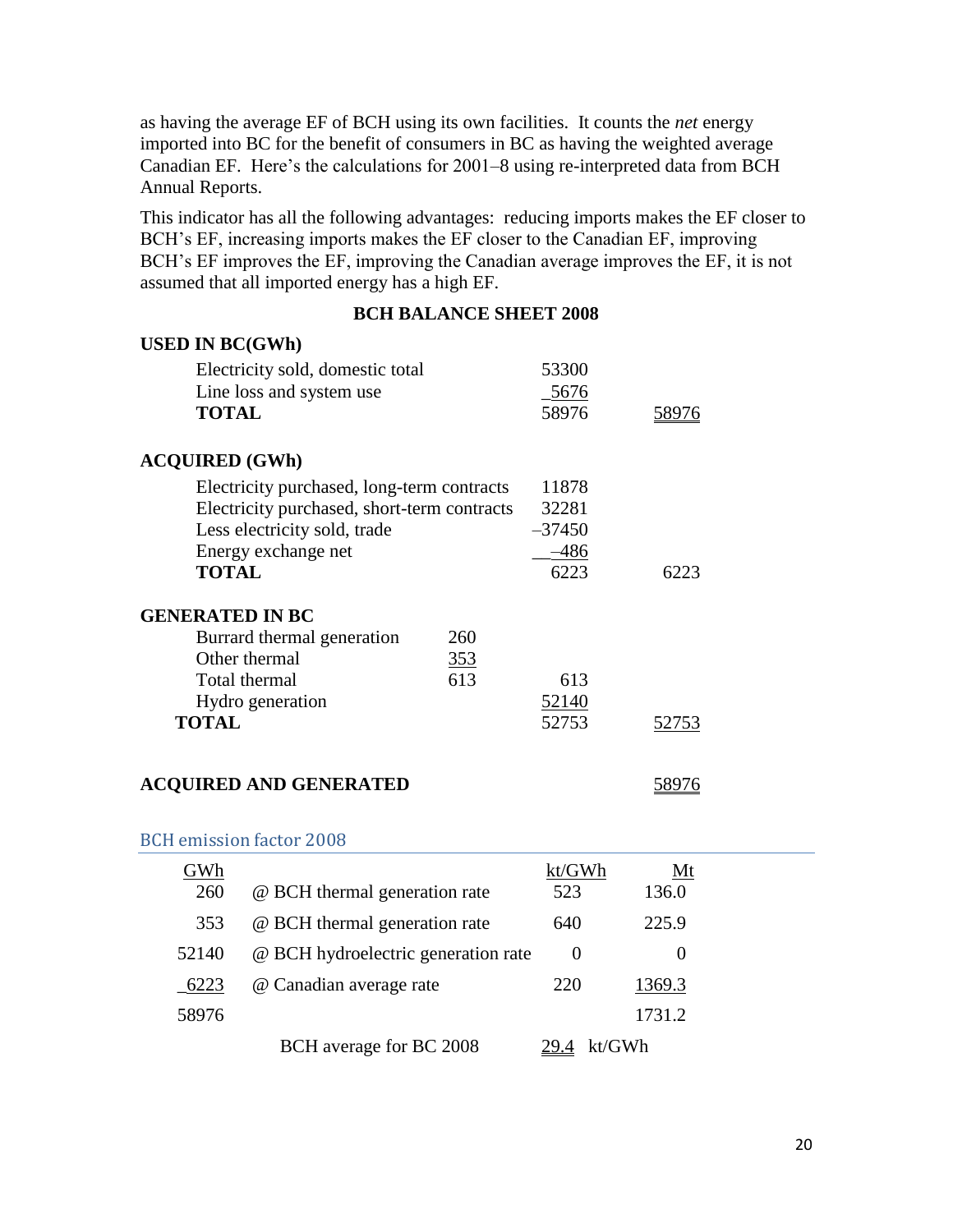as having the average EF of BCH using its own facilities. It counts the *net* energy imported into BC for the benefit of consumers in BC as having the weighted average Canadian EF. Here's the calculations for 2001–8 using re-interpreted data from BCH Annual Reports.

This indicator has all the following advantages: reducing imports makes the EF closer to BCH's EF, increasing imports makes the EF closer to the Canadian EF, improving BCH's EF improves the EF, improving the Canadian average improves the EF, it is not assumed that all imported energy has a high EF.

**BCH BALANCE SHEET 2008**

| | | | |
|---|---|---|---|
| **USED IN BC(GWh)** | | | |
| Electricity sold, domestic total | | 53300 | |
| Line loss and system use | | 5676 | |
| **TOTAL** | | 58976 | 58976 |
| **ACQUIRED (GWh)** | | | |
| Electricity purchased, long-term contracts | | 11878 | |
| Electricity purchased, short-term contracts | | 32281 | |
| Less electricity sold, trade | | –37450 | |
| Energy exchange net | | –486 | |
| **TOTAL** | | 6223 | 6223 |
| **GENERATED IN BC** | | | |
| Burrard thermal generation | 260 | | |
| Other thermal | 353 | | |
| Total thermal | 613 | 613 | |
| Hydro generation | | 52140 | |
| **TOTAL** | | 52753 | 52753 |
| **ACQUIRED AND GENERATED** | | | 58976 |

## BCH emission factor 2008

| GWh | | kt/GWh | Mt |
|---|---|---|---|
| 260 | @ BCH thermal generation rate | 523 | 136.0 |
| 353 | @ BCH thermal generation rate | 640 | 225.9 |
| 52140 | @ BCH hydroelectric generation rate | 0 | 0 |
| 6223 | @ Canadian average rate | 220 | 1369.3 |
| 58976 | | | 1731.2 |
| | BCH average for BC 2008 | 29.4 kt/GWh | |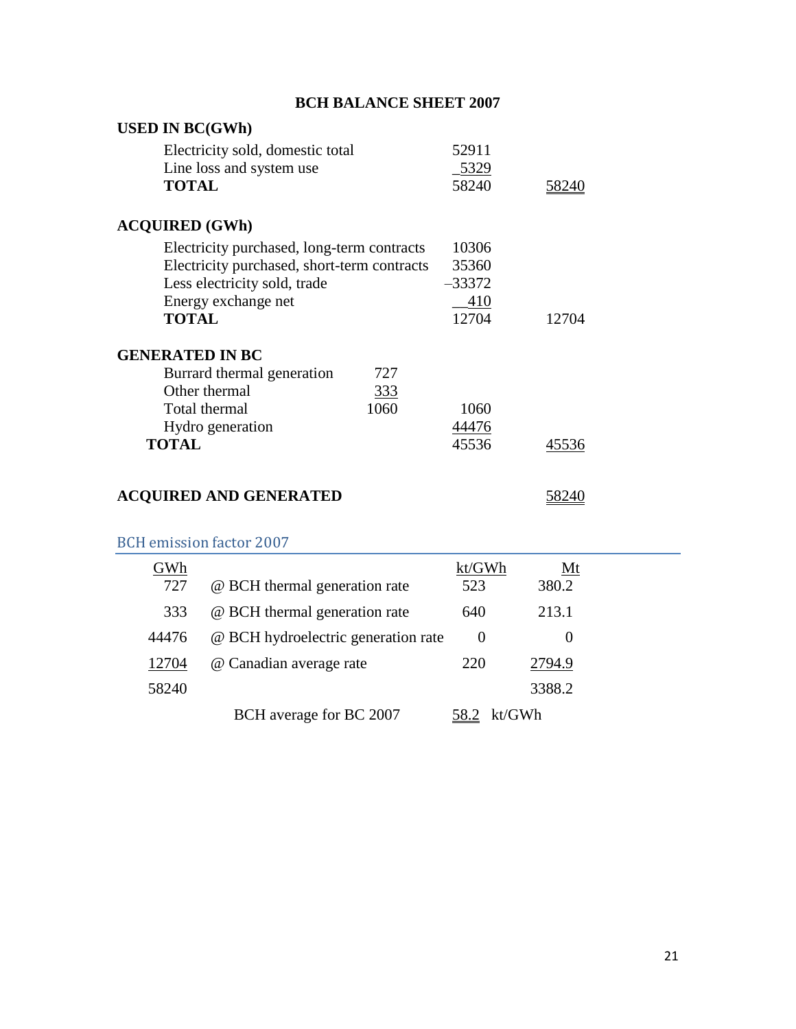## BCH BALANCE SHEET 2007

**USED IN BC(GWh)**

| | | | |
|---|---|---|---|
| Electricity sold, domestic total | | 52911 | |
| Line loss and system use | | 5329 | |
| **TOTAL** | | 58240 | 58240 |

**ACQUIRED (GWh)**

| | | | |
|---|---|---|---|
| Electricity purchased, long-term contracts | | 10306 | |
| Electricity purchased, short-term contracts | | 35360 | |
| Less electricity sold, trade | | –33372 | |
| Energy exchange net | | 410 | |
| **TOTAL** | | 12704 | 12704 |

**GENERATED IN BC**

| | | | |
|---|---|---|---|
| Burrard thermal generation | 727 | | |
| Other thermal | 333 | | |
| Total thermal | 1060 | 1060 | |
| Hydro generation | | 44476 | |
| **TOTAL** | | 45536 | 45536 |

**ACQUIRED AND GENERATED** 58240

### BCH emission factor 2007

| GWh | | kt/GWh | Mt |
|---|---|---|---|
| 727 | @ BCH thermal generation rate | 523 | 380.2 |
| 333 | @ BCH thermal generation rate | 640 | 213.1 |
| 44476 | @ BCH hydroelectric generation rate | 0 | 0 |
| 12704 | @ Canadian average rate | 220 | 2794.9 |
| 58240 | | | 3388.2 |
| | BCH average for BC 2007 | 58.2 kt/GWh | |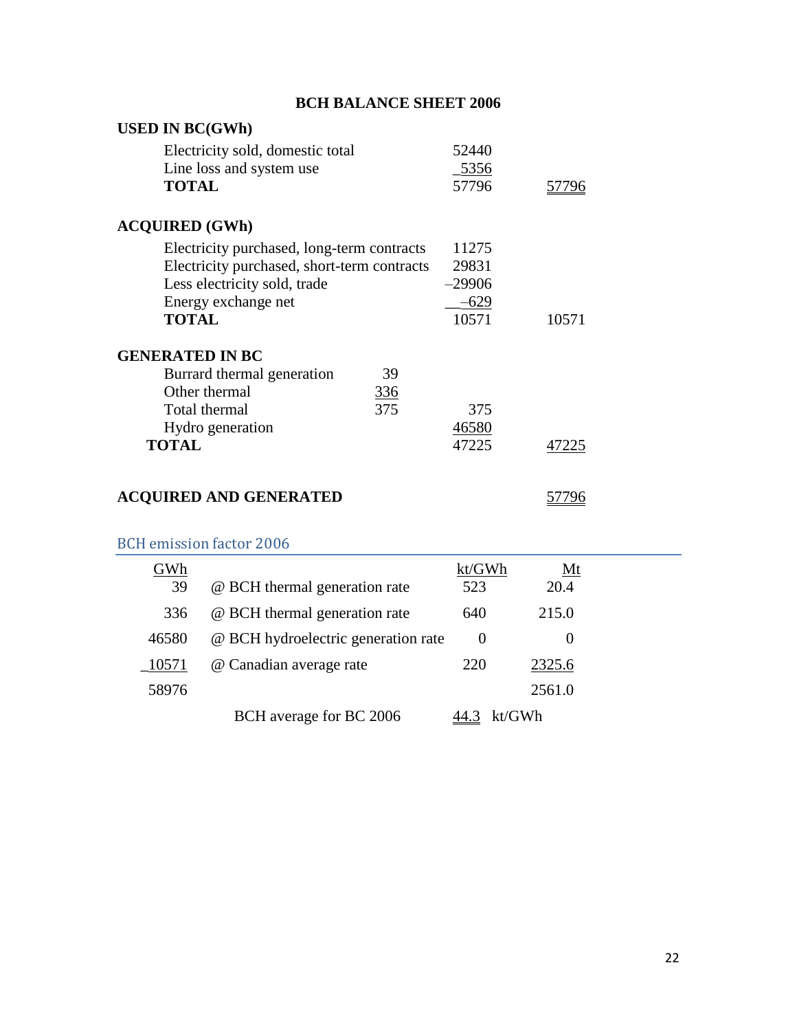## BCH BALANCE SHEET 2006

**USED IN BC(GWh)**

| | | | |
|---|---|---|---|
| Electricity sold, domestic total | | 52440 | |
| Line loss and system use | | 5356 | |
| **TOTAL** | | 57796 | 57796 |

**ACQUIRED (GWh)**

| | | | |
|---|---|---|---|
| Electricity purchased, long-term contracts | | 11275 | |
| Electricity purchased, short-term contracts | | 29831 | |
| Less electricity sold, trade | | –29906 | |
| Energy exchange net | | –629 | |
| **TOTAL** | | 10571 | 10571 |

**GENERATED IN BC**

| | | | |
|---|---|---|---|
| Burrard thermal generation | 39 | | |
| Other thermal | 336 | | |
| Total thermal | 375 | 375 | |
| Hydro generation | | 46580 | |
| **TOTAL** | | 47225 | 47225 |

**ACQUIRED AND GENERATED** 57796

### BCH emission factor 2006

| GWh | | kt/GWh | Mt |
|---|---|---|---|
| 39 | @ BCH thermal generation rate | 523 | 20.4 |
| 336 | @ BCH thermal generation rate | 640 | 215.0 |
| 46580 | @ BCH hydroelectric generation rate | 0 | 0 |
| 10571 | @ Canadian average rate | 220 | 2325.6 |
| 58976 | | | 2561.0 |
| | BCH average for BC 2006 | 44.3 kt/GWh | |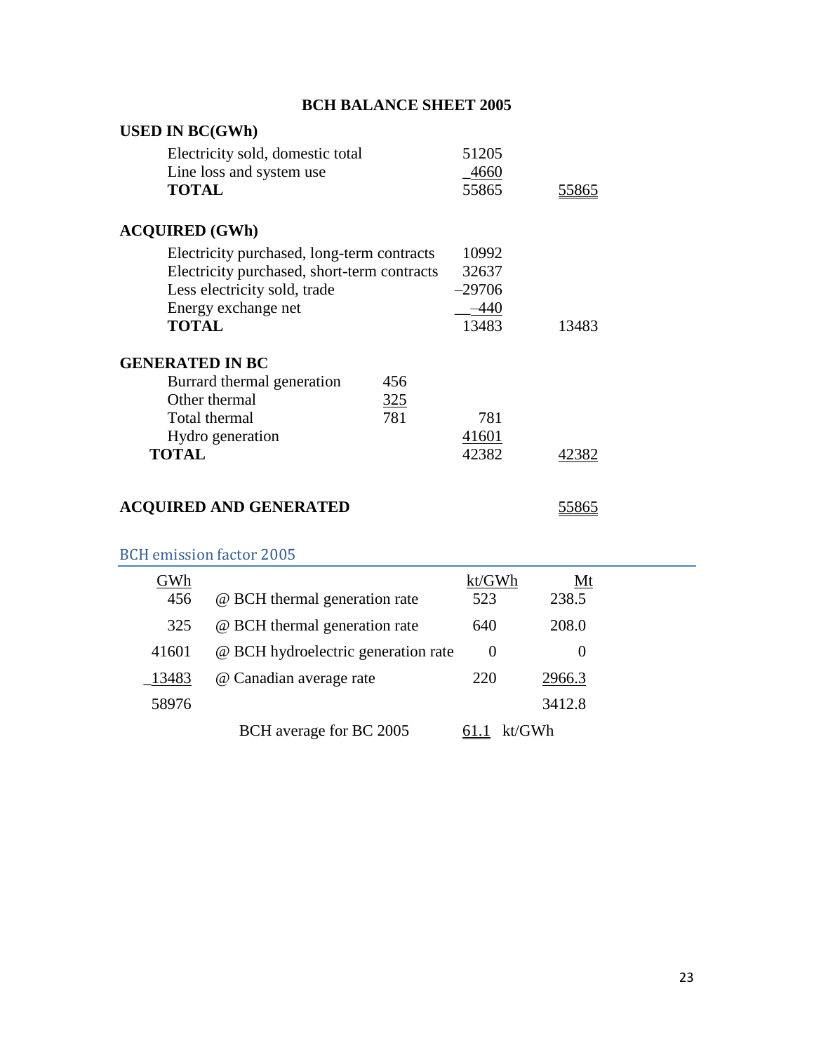# BCH BALANCE SHEET 2005

**USED IN BC(GWh)**

| | | | |
|---|---|---|---|
| Electricity sold, domestic total | | 51205 | |
| Line loss and system use | | 4660 | |
| **TOTAL** | | 55865 | 55865 |

**ACQUIRED (GWh)**

| | | | |
|---|---|---|---|
| Electricity purchased, long-term contracts | | 10992 | |
| Electricity purchased, short-term contracts | | 32637 | |
| Less electricity sold, trade | | –29706 | |
| Energy exchange net | | –440 | |
| **TOTAL** | | 13483 | 13483 |

**GENERATED IN BC**

| | | | |
|---|---|---|---|
| Burrard thermal generation | 456 | | |
| Other thermal | 325 | | |
| Total thermal | 781 | 781 | |
| Hydro generation | | 41601 | |
| **TOTAL** | | 42382 | 42382 |

**ACQUIRED AND GENERATED** 55865

## BCH emission factor 2005

| GWh | | kt/GWh | Mt |
|---|---|---|---|
| 456 | @ BCH thermal generation rate | 523 | 238.5 |
| 325 | @ BCH thermal generation rate | 640 | 208.0 |
| 41601 | @ BCH hydroelectric generation rate | 0 | 0 |
| 13483 | @ Canadian average rate | 220 | 2966.3 |
| 58976 | | | 3412.8 |
| | BCH average for BC 2005 | 61.1 kt/GWh | |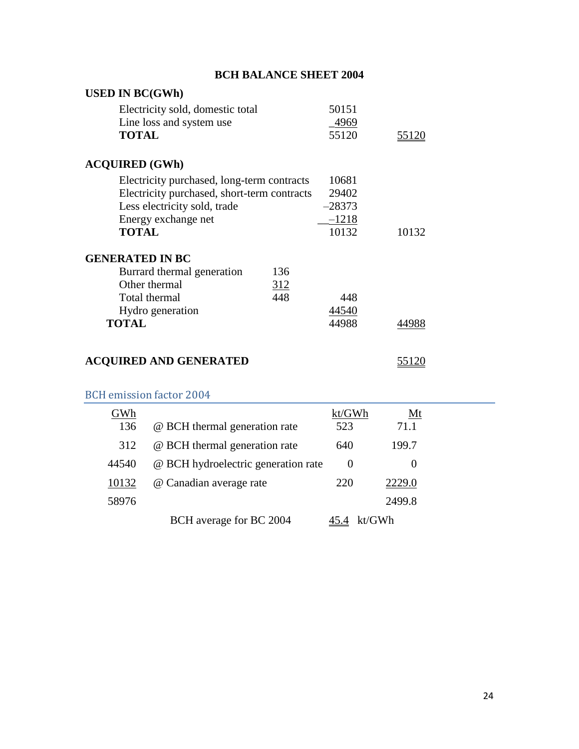# BCH BALANCE SHEET 2004

**USED IN BC(GWh)**

| | | | |
|---|---|---|---|
| Electricity sold, domestic total | | 50151 | |
| Line loss and system use | | 4969 | |
| **TOTAL** | | 55120 | 55120 |

**ACQUIRED (GWh)**

| | | | |
|---|---|---|---|
| Electricity purchased, long-term contracts | | 10681 | |
| Electricity purchased, short-term contracts | | 29402 | |
| Less electricity sold, trade | | –28373 | |
| Energy exchange net | | –1218 | |
| **TOTAL** | | 10132 | 10132 |

**GENERATED IN BC**

| | | | |
|---|---|---|---|
| Burrard thermal generation | 136 | | |
| Other thermal | 312 | | |
| Total thermal | 448 | 448 | |
| Hydro generation | | 44540 | |
| **TOTAL** | | 44988 | 44988 |

**ACQUIRED AND GENERATED** 55120

## BCH emission factor 2004

| GWh | | kt/GWh | Mt |
|---|---|---|---|
| 136 | @ BCH thermal generation rate | 523 | 71.1 |
| 312 | @ BCH thermal generation rate | 640 | 199.7 |
| 44540 | @ BCH hydroelectric generation rate | 0 | 0 |
| 10132 | @ Canadian average rate | 220 | 2229.0 |
| 58976 | | | 2499.8 |
| | BCH average for BC 2004 | 45.4 kt/GWh | |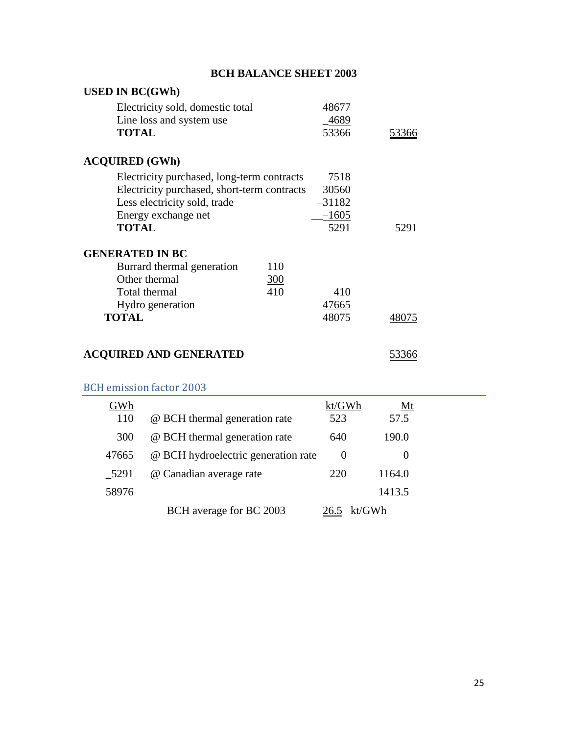# BCH BALANCE SHEET 2003

**USED IN BC(GWh)**

| | | | |
|---|---|---|---|
| Electricity sold, domestic total | | 48677 | |
| Line loss and system use | | 4689 | |
| **TOTAL** | | 53366 | 53366 |

**ACQUIRED (GWh)**

| | | | |
|---|---|---|---|
| Electricity purchased, long-term contracts | | 7518 | |
| Electricity purchased, short-term contracts | | 30560 | |
| Less electricity sold, trade | | –31182 | |
| Energy exchange net | | –1605 | |
| **TOTAL** | | 5291 | 5291 |

**GENERATED IN BC**

| | | | |
|---|---|---|---|
| Burrard thermal generation | 110 | | |
| Other thermal | 300 | | |
| Total thermal | 410 | 410 | |
| Hydro generation | | 47665 | |
| **TOTAL** | | 48075 | 48075 |

**ACQUIRED AND GENERATED** 53366

## BCH emission factor 2003

| GWh | | kt/GWh | Mt |
|---|---|---|---|
| 110 | @ BCH thermal generation rate | 523 | 57.5 |
| 300 | @ BCH thermal generation rate | 640 | 190.0 |
| 47665 | @ BCH hydroelectric generation rate | 0 | 0 |
| 5291 | @ Canadian average rate | 220 | 1164.0 |
| 58976 | | | 1413.5 |
| | BCH average for BC 2003 | 26.5 kt/GWh | |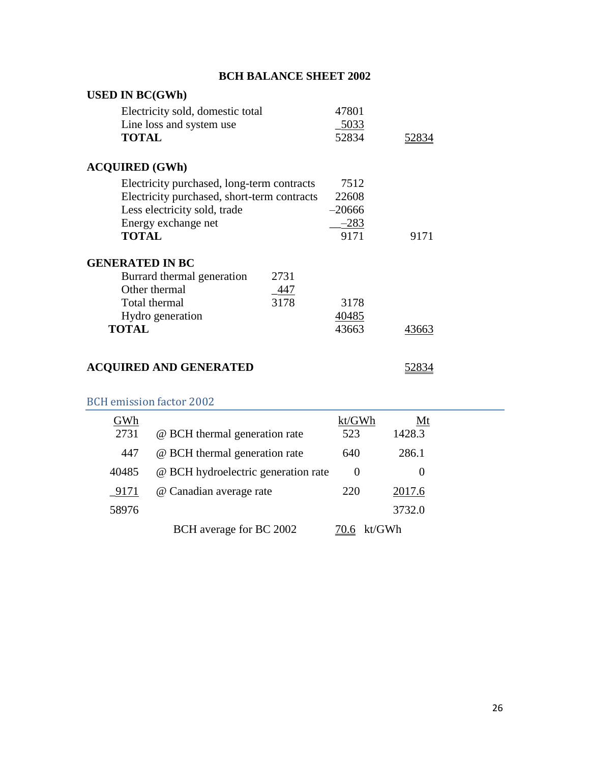# BCH BALANCE SHEET 2002

**USED IN BC(GWh)**

| | | | |
|---|---|---|---|
| Electricity sold, domestic total | | 47801 | |
| Line loss and system use | | 5033 | |
| **TOTAL** | | 52834 | 52834 |

**ACQUIRED (GWh)**

| | | | |
|---|---|---|---|
| Electricity purchased, long-term contracts | | 7512 | |
| Electricity purchased, short-term contracts | | 22608 | |
| Less electricity sold, trade | | –20666 | |
| Energy exchange net | | –283 | |
| **TOTAL** | | 9171 | 9171 |

**GENERATED IN BC**

| | | | |
|---|---|---|---|
| Burrard thermal generation | 2731 | | |
| Other thermal | 447 | | |
| Total thermal | 3178 | 3178 | |
| Hydro generation | | 40485 | |
| **TOTAL** | | 43663 | 43663 |

**ACQUIRED AND GENERATED** 52834

## BCH emission factor 2002

| GWh | | kt/GWh | Mt |
|---|---|---|---|
| 2731 | @ BCH thermal generation rate | 523 | 1428.3 |
| 447 | @ BCH thermal generation rate | 640 | 286.1 |
| 40485 | @ BCH hydroelectric generation rate | 0 | 0 |
| 9171 | @ Canadian average rate | 220 | 2017.6 |
| 58976 | | | 3732.0 |
| | BCH average for BC 2002 | 70.6 kt/GWh | |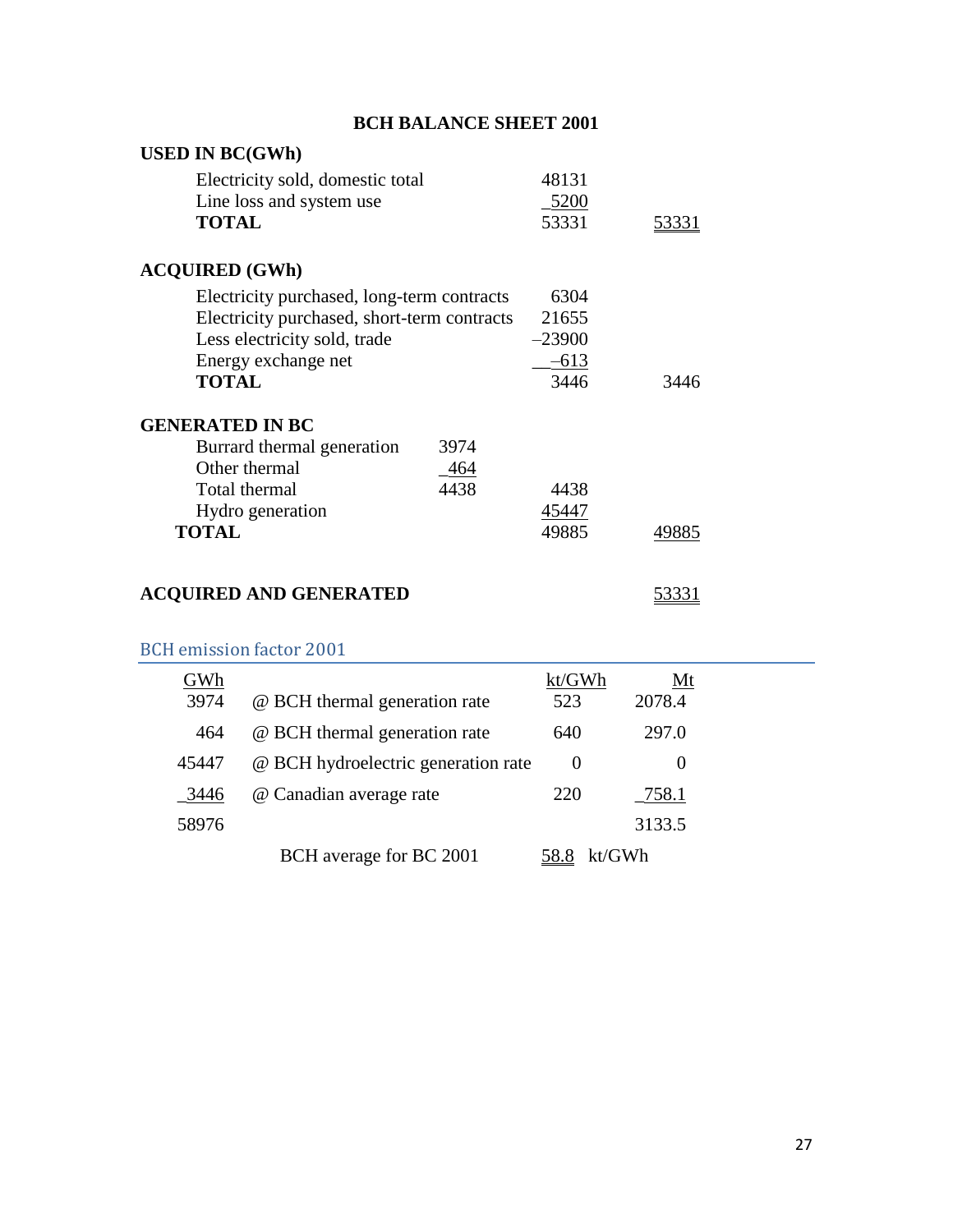## BCH BALANCE SHEET 2001

**USED IN BC(GWh)**

| | | | |
|---|---|---|---|
| Electricity sold, domestic total | | 48131 | |
| Line loss and system use | | 5200 | |
| **TOTAL** | | 53331 | 53331 |

**ACQUIRED (GWh)**

| | | | |
|---|---|---|---|
| Electricity purchased, long-term contracts | | 6304 | |
| Electricity purchased, short-term contracts | | 21655 | |
| Less electricity sold, trade | | –23900 | |
| Energy exchange net | | –613 | |
| **TOTAL** | | 3446 | 3446 |

**GENERATED IN BC**

| | | | |
|---|---|---|---|
| Burrard thermal generation | 3974 | | |
| Other thermal | 464 | | |
| Total thermal | 4438 | 4438 | |
| Hydro generation | | 45447 | |
| **TOTAL** | | 49885 | 49885 |

**ACQUIRED AND GENERATED** 53331

### BCH emission factor 2001

| GWh | | kt/GWh | Mt |
|---|---|---|---|
| 3974 | @ BCH thermal generation rate | 523 | 2078.4 |
| 464 | @ BCH thermal generation rate | 640 | 297.0 |
| 45447 | @ BCH hydroelectric generation rate | 0 | 0 |
| 3446 | @ Canadian average rate | 220 | 758.1 |
| 58976 | | | 3133.5 |
| | BCH average for BC 2001 | 58.8 kt/GWh | |